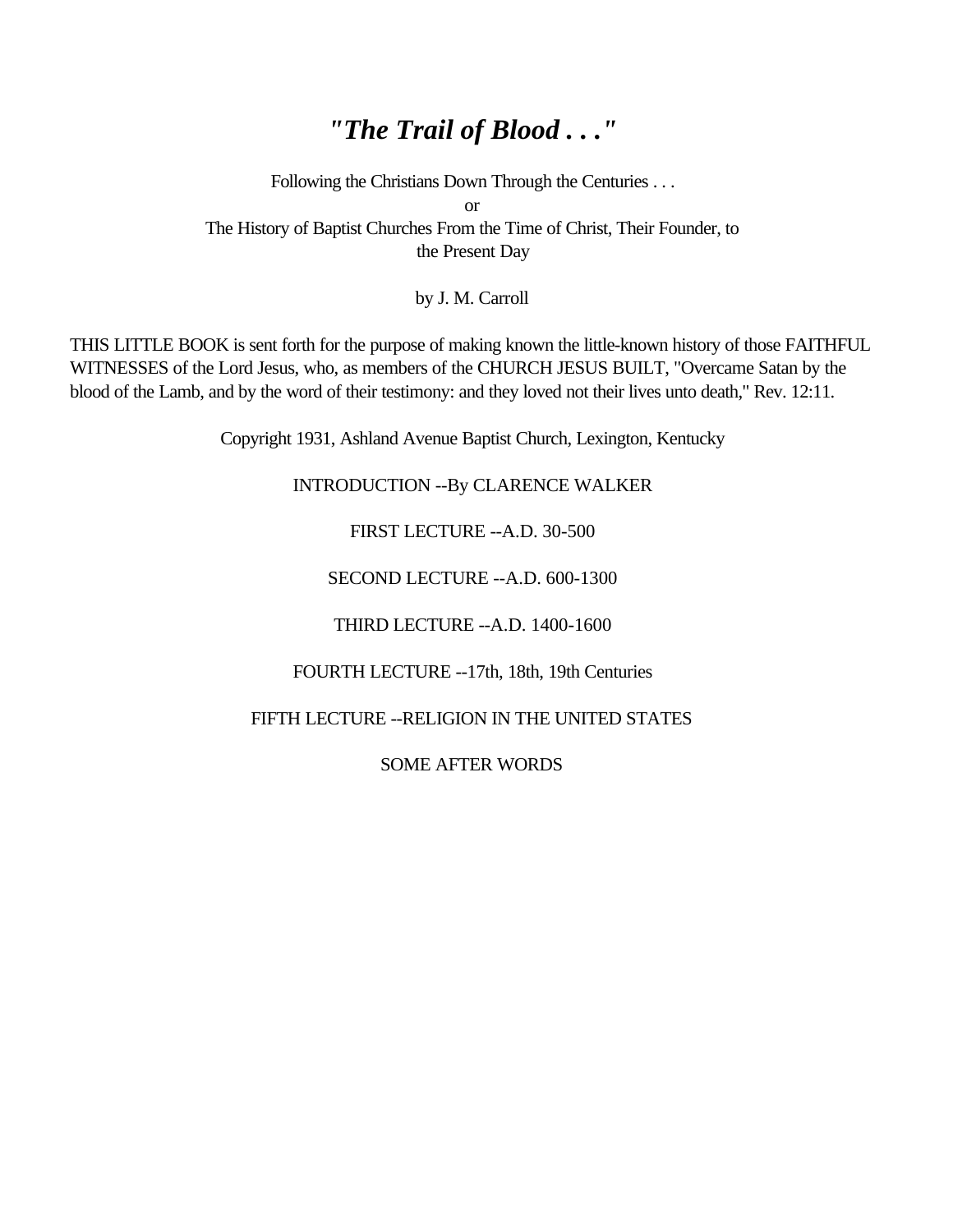# *"The Trail of Blood . . ."*

Following the Christians Down Through the Centuries . . .
or
The History of Baptist Churches From the Time of Christ, Their Founder, to the Present Day

by J. M. Carroll

THIS LITTLE BOOK is sent forth for the purpose of making known the little-known history of those FAITHFUL WITNESSES of the Lord Jesus, who, as members of the CHURCH JESUS BUILT, "Overcame Satan by the blood of the Lamb, and by the word of their testimony: and they loved not their lives unto death," Rev. 12:11.

Copyright 1931, Ashland Avenue Baptist Church, Lexington, Kentucky

INTRODUCTION --By CLARENCE WALKER

FIRST LECTURE --A.D. 30-500

SECOND LECTURE --A.D. 600-1300

THIRD LECTURE --A.D. 1400-1600

FOURTH LECTURE --17th, 18th, 19th Centuries

FIFTH LECTURE --RELIGION IN THE UNITED STATES

SOME AFTER WORDS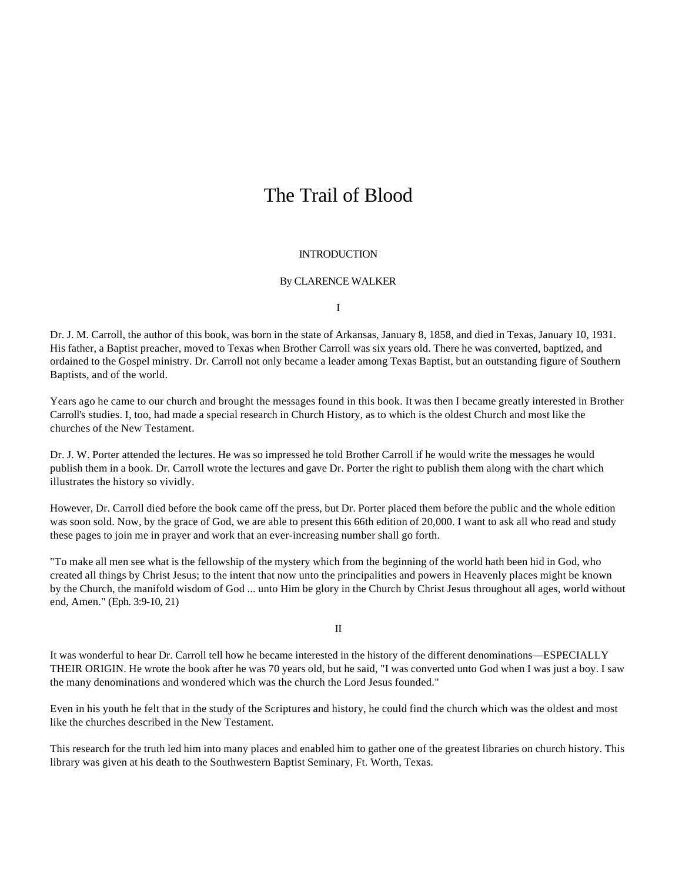# The Trail of Blood

INTRODUCTION

By CLARENCE WALKER

I

Dr. J. M. Carroll, the author of this book, was born in the state of Arkansas, January 8, 1858, and died in Texas, January 10, 1931. His father, a Baptist preacher, moved to Texas when Brother Carroll was six years old. There he was converted, baptized, and ordained to the Gospel ministry. Dr. Carroll not only became a leader among Texas Baptist, but an outstanding figure of Southern Baptists, and of the world.

Years ago he came to our church and brought the messages found in this book. It was then I became greatly interested in Brother Carroll's studies. I, too, had made a special research in Church History, as to which is the oldest Church and most like the churches of the New Testament.

Dr. J. W. Porter attended the lectures. He was so impressed he told Brother Carroll if he would write the messages he would publish them in a book. Dr. Carroll wrote the lectures and gave Dr. Porter the right to publish them along with the chart which illustrates the history so vividly.

However, Dr. Carroll died before the book came off the press, but Dr. Porter placed them before the public and the whole edition was soon sold. Now, by the grace of God, we are able to present this 66th edition of 20,000. I want to ask all who read and study these pages to join me in prayer and work that an ever-increasing number shall go forth.

"To make all men see what is the fellowship of the mystery which from the beginning of the world hath been hid in God, who created all things by Christ Jesus; to the intent that now unto the principalities and powers in Heavenly places might be known by the Church, the manifold wisdom of God ... unto Him be glory in the Church by Christ Jesus throughout all ages, world without end, Amen." (Eph. 3:9-10, 21)

II

It was wonderful to hear Dr. Carroll tell how he became interested in the history of the different denominations—ESPECIALLY THEIR ORIGIN. He wrote the book after he was 70 years old, but he said, "I was converted unto God when I was just a boy. I saw the many denominations and wondered which was the church the Lord Jesus founded."

Even in his youth he felt that in the study of the Scriptures and history, he could find the church which was the oldest and most like the churches described in the New Testament.

This research for the truth led him into many places and enabled him to gather one of the greatest libraries on church history. This library was given at his death to the Southwestern Baptist Seminary, Ft. Worth, Texas.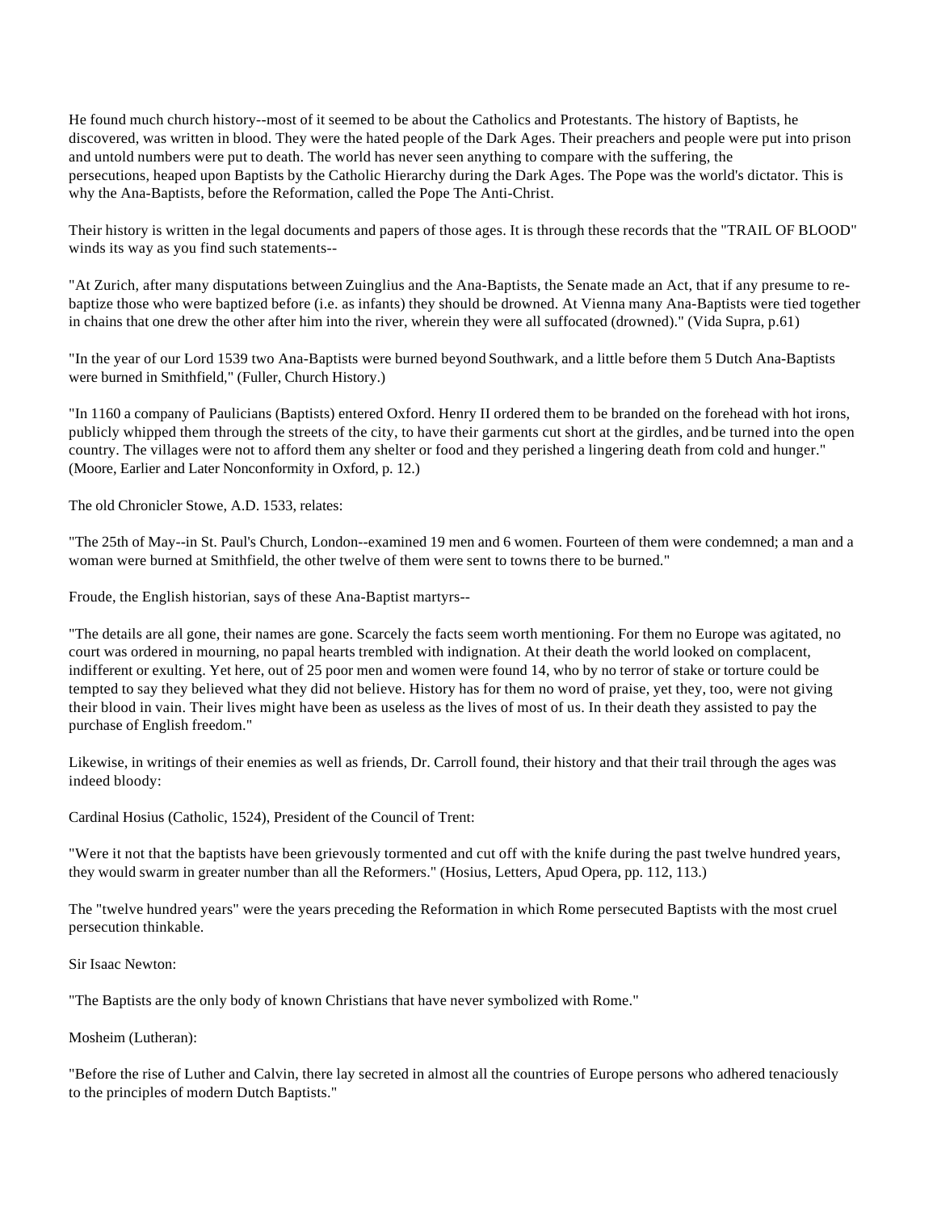He found much church history--most of it seemed to be about the Catholics and Protestants. The history of Baptists, he discovered, was written in blood. They were the hated people of the Dark Ages. Their preachers and people were put into prison and untold numbers were put to death. The world has never seen anything to compare with the suffering, the persecutions, heaped upon Baptists by the Catholic Hierarchy during the Dark Ages. The Pope was the world's dictator. This is why the Ana-Baptists, before the Reformation, called the Pope The Anti-Christ.

Their history is written in the legal documents and papers of those ages. It is through these records that the "TRAIL OF BLOOD" winds its way as you find such statements--

"At Zurich, after many disputations between Zuinglius and the Ana-Baptists, the Senate made an Act, that if any presume to re-baptize those who were baptized before (i.e. as infants) they should be drowned. At Vienna many Ana-Baptists were tied together in chains that one drew the other after him into the river, wherein they were all suffocated (drowned)." (Vida Supra, p.61)

"In the year of our Lord 1539 two Ana-Baptists were burned beyond Southwark, and a little before them 5 Dutch Ana-Baptists were burned in Smithfield," (Fuller, Church History.)

"In 1160 a company of Paulicians (Baptists) entered Oxford. Henry II ordered them to be branded on the forehead with hot irons, publicly whipped them through the streets of the city, to have their garments cut short at the girdles, and be turned into the open country. The villages were not to afford them any shelter or food and they perished a lingering death from cold and hunger." (Moore, Earlier and Later Nonconformity in Oxford, p. 12.)

The old Chronicler Stowe, A.D. 1533, relates:

"The 25th of May--in St. Paul's Church, London--examined 19 men and 6 women. Fourteen of them were condemned; a man and a woman were burned at Smithfield, the other twelve of them were sent to towns there to be burned."

Froude, the English historian, says of these Ana-Baptist martyrs--

"The details are all gone, their names are gone. Scarcely the facts seem worth mentioning. For them no Europe was agitated, no court was ordered in mourning, no papal hearts trembled with indignation. At their death the world looked on complacent, indifferent or exulting. Yet here, out of 25 poor men and women were found 14, who by no terror of stake or torture could be tempted to say they believed what they did not believe. History has for them no word of praise, yet they, too, were not giving their blood in vain. Their lives might have been as useless as the lives of most of us. In their death they assisted to pay the purchase of English freedom."

Likewise, in writings of their enemies as well as friends, Dr. Carroll found, their history and that their trail through the ages was indeed bloody:

Cardinal Hosius (Catholic, 1524), President of the Council of Trent:

"Were it not that the baptists have been grievously tormented and cut off with the knife during the past twelve hundred years, they would swarm in greater number than all the Reformers." (Hosius, Letters, Apud Opera, pp. 112, 113.)

The "twelve hundred years" were the years preceding the Reformation in which Rome persecuted Baptists with the most cruel persecution thinkable.

Sir Isaac Newton:

"The Baptists are the only body of known Christians that have never symbolized with Rome."

Mosheim (Lutheran):

"Before the rise of Luther and Calvin, there lay secreted in almost all the countries of Europe persons who adhered tenaciously to the principles of modern Dutch Baptists."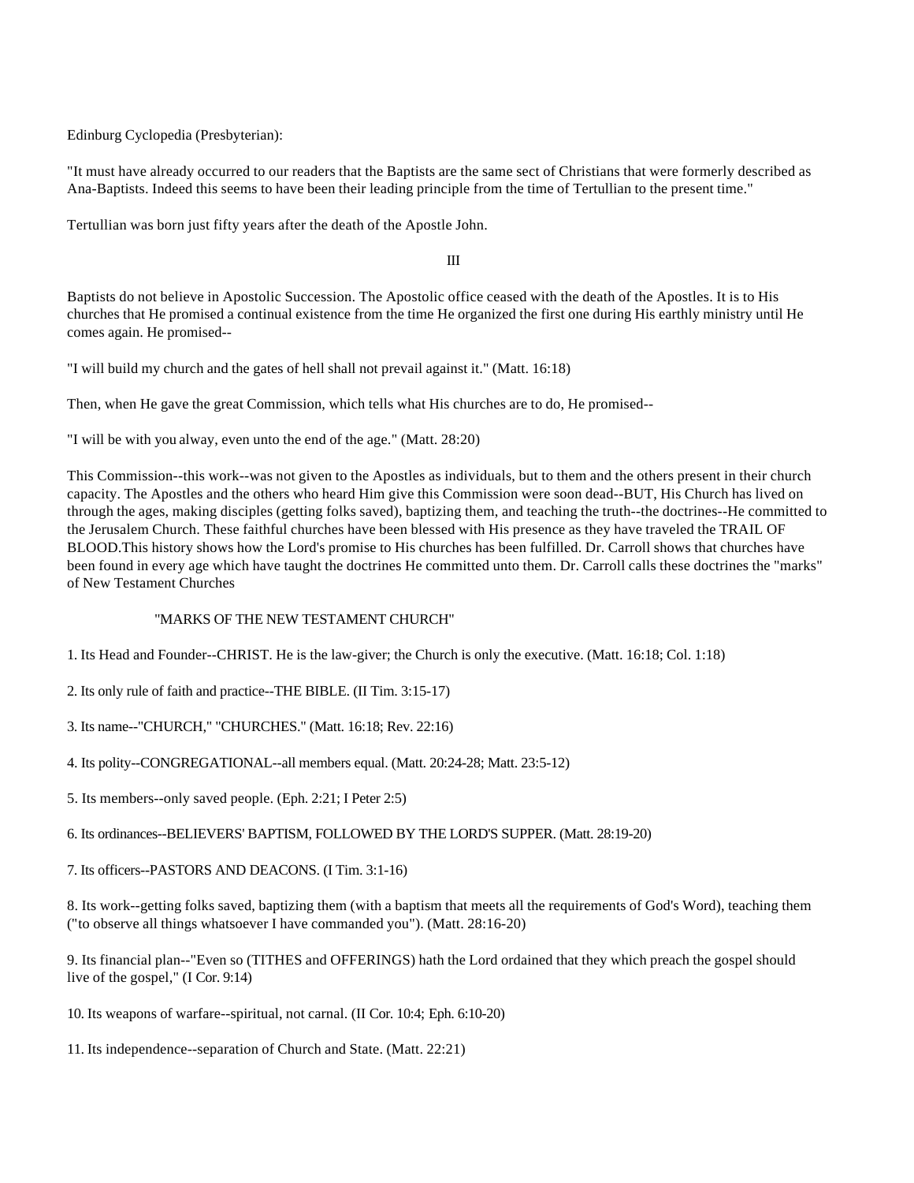Edinburg Cyclopedia (Presbyterian):

"It must have already occurred to our readers that the Baptists are the same sect of Christians that were formerly described as Ana-Baptists. Indeed this seems to have been their leading principle from the time of Tertullian to the present time."

Tertullian was born just fifty years after the death of the Apostle John.

## III

Baptists do not believe in Apostolic Succession. The Apostolic office ceased with the death of the Apostles. It is to His churches that He promised a continual existence from the time He organized the first one during His earthly ministry until He comes again. He promised--

"I will build my church and the gates of hell shall not prevail against it." (Matt. 16:18)

Then, when He gave the great Commission, which tells what His churches are to do, He promised--

"I will be with you alway, even unto the end of the age." (Matt. 28:20)

This Commission--this work--was not given to the Apostles as individuals, but to them and the others present in their church capacity. The Apostles and the others who heard Him give this Commission were soon dead--BUT, His Church has lived on through the ages, making disciples (getting folks saved), baptizing them, and teaching the truth--the doctrines--He committed to the Jerusalem Church. These faithful churches have been blessed with His presence as they have traveled the TRAIL OF BLOOD.This history shows how the Lord's promise to His churches has been fulfilled. Dr. Carroll shows that churches have been found in every age which have taught the doctrines He committed unto them. Dr. Carroll calls these doctrines the "marks" of New Testament Churches

"MARKS OF THE NEW TESTAMENT CHURCH"

1. Its Head and Founder--CHRIST. He is the law-giver; the Church is only the executive. (Matt. 16:18; Col. 1:18)

2. Its only rule of faith and practice--THE BIBLE. (II Tim. 3:15-17)

3. Its name--"CHURCH," "CHURCHES." (Matt. 16:18; Rev. 22:16)

4. Its polity--CONGREGATIONAL--all members equal. (Matt. 20:24-28; Matt. 23:5-12)

5. Its members--only saved people. (Eph. 2:21; I Peter 2:5)

6. Its ordinances--BELIEVERS' BAPTISM, FOLLOWED BY THE LORD'S SUPPER. (Matt. 28:19-20)

7. Its officers--PASTORS AND DEACONS. (I Tim. 3:1-16)

8. Its work--getting folks saved, baptizing them (with a baptism that meets all the requirements of God's Word), teaching them ("to observe all things whatsoever I have commanded you"). (Matt. 28:16-20)

9. Its financial plan--"Even so (TITHES and OFFERINGS) hath the Lord ordained that they which preach the gospel should live of the gospel," (I Cor. 9:14)

10. Its weapons of warfare--spiritual, not carnal. (II Cor. 10:4; Eph. 6:10-20)

11. Its independence--separation of Church and State. (Matt. 22:21)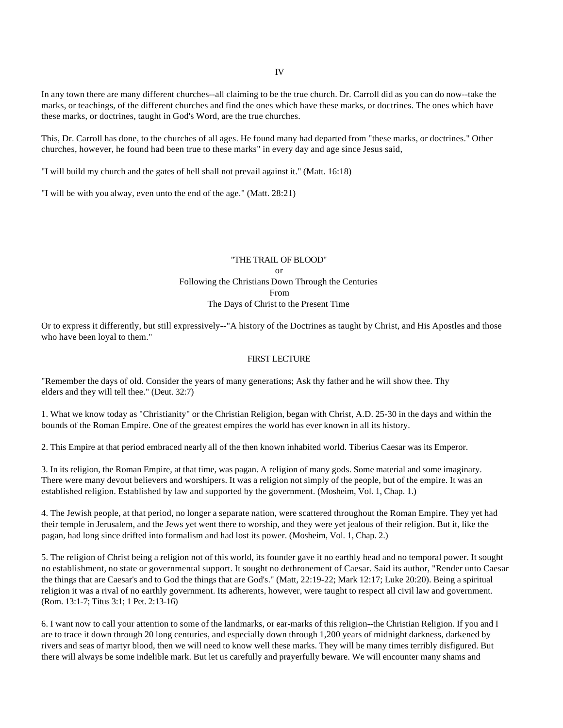IV

In any town there are many different churches--all claiming to be the true church. Dr. Carroll did as you can do now--take the marks, or teachings, of the different churches and find the ones which have these marks, or doctrines. The ones which have these marks, or doctrines, taught in God's Word, are the true churches.

This, Dr. Carroll has done, to the churches of all ages. He found many had departed from "these marks, or doctrines." Other churches, however, he found had been true to these marks" in every day and age since Jesus said,

"I will build my church and the gates of hell shall not prevail against it." (Matt. 16:18)

"I will be with you alway, even unto the end of the age." (Matt. 28:21)

# "THE TRAIL OF BLOOD"

or

Following the Christians Down Through the Centuries

From

The Days of Christ to the Present Time

Or to express it differently, but still expressively--"A history of the Doctrines as taught by Christ, and His Apostles and those who have been loyal to them."

## FIRST LECTURE

"Remember the days of old. Consider the years of many generations; Ask thy father and he will show thee. Thy elders and they will tell thee." (Deut. 32:7)

1. What we know today as "Christianity" or the Christian Religion, began with Christ, A.D. 25-30 in the days and within the bounds of the Roman Empire. One of the greatest empires the world has ever known in all its history.

2. This Empire at that period embraced nearly all of the then known inhabited world. Tiberius Caesar was its Emperor.

3. In its religion, the Roman Empire, at that time, was pagan. A religion of many gods. Some material and some imaginary. There were many devout believers and worshipers. It was a religion not simply of the people, but of the empire. It was an established religion. Established by law and supported by the government. (Mosheim, Vol. 1, Chap. 1.)

4. The Jewish people, at that period, no longer a separate nation, were scattered throughout the Roman Empire. They yet had their temple in Jerusalem, and the Jews yet went there to worship, and they were yet jealous of their religion. But it, like the pagan, had long since drifted into formalism and had lost its power. (Mosheim, Vol. 1, Chap. 2.)

5. The religion of Christ being a religion not of this world, its founder gave it no earthly head and no temporal power. It sought no establishment, no state or governmental support. It sought no dethronement of Caesar. Said its author, "Render unto Caesar the things that are Caesar's and to God the things that are God's." (Matt, 22:19-22; Mark 12:17; Luke 20:20). Being a spiritual religion it was a rival of no earthly government. Its adherents, however, were taught to respect all civil law and government. (Rom. 13:1-7; Titus 3:1; 1 Pet. 2:13-16)

6. I want now to call your attention to some of the landmarks, or ear-marks of this religion--the Christian Religion. If you and I are to trace it down through 20 long centuries, and especially down through 1,200 years of midnight darkness, darkened by rivers and seas of martyr blood, then we will need to know well these marks. They will be many times terribly disfigured. But there will always be some indelible mark. But let us carefully and prayerfully beware. We will encounter many shams and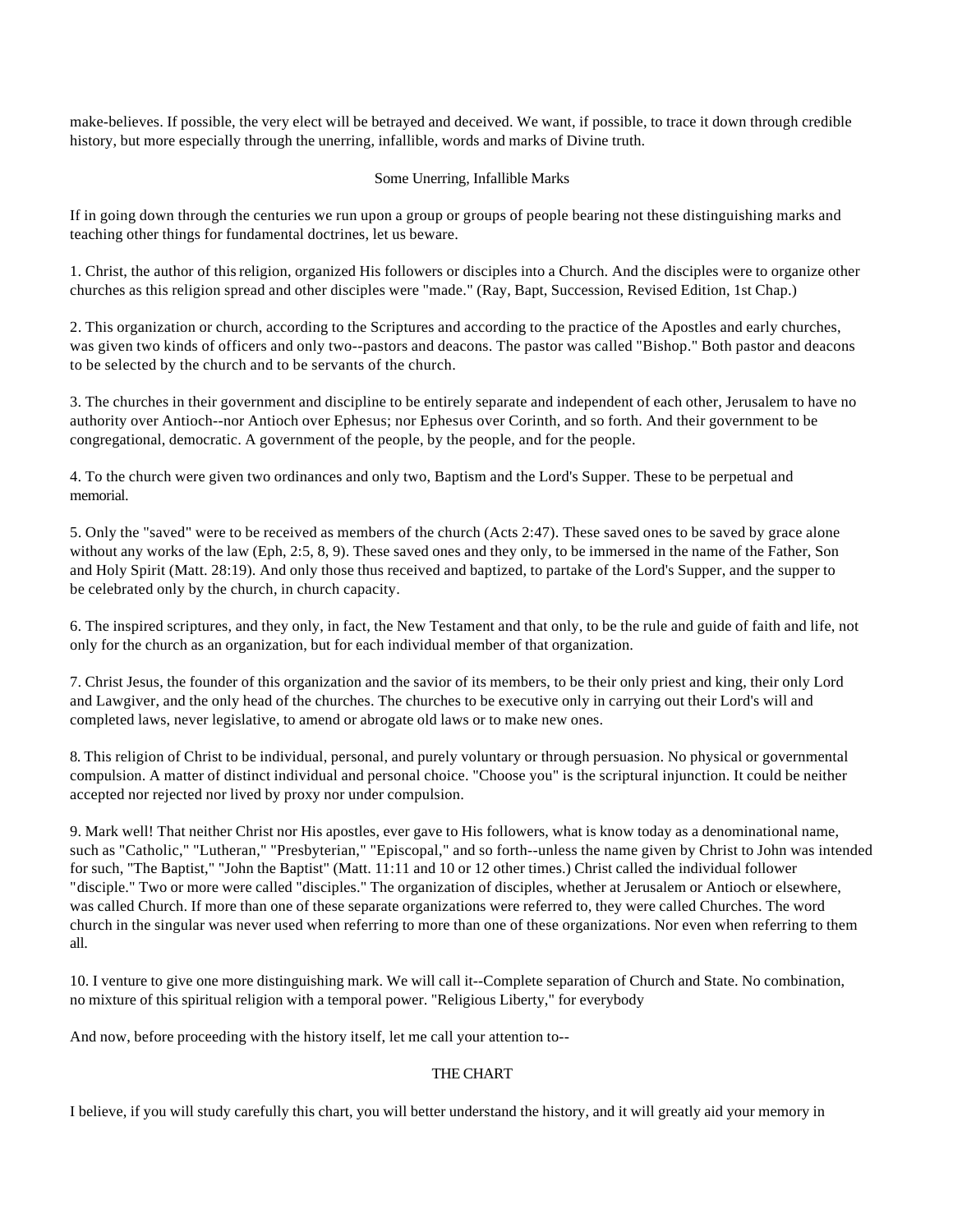make-believes. If possible, the very elect will be betrayed and deceived. We want, if possible, to trace it down through credible history, but more especially through the unerring, infallible, words and marks of Divine truth.

### Some Unerring, Infallible Marks

If in going down through the centuries we run upon a group or groups of people bearing not these distinguishing marks and teaching other things for fundamental doctrines, let us beware.

1. Christ, the author of this religion, organized His followers or disciples into a Church. And the disciples were to organize other churches as this religion spread and other disciples were "made." (Ray, Bapt, Succession, Revised Edition, 1st Chap.)

2. This organization or church, according to the Scriptures and according to the practice of the Apostles and early churches, was given two kinds of officers and only two--pastors and deacons. The pastor was called "Bishop." Both pastor and deacons to be selected by the church and to be servants of the church.

3. The churches in their government and discipline to be entirely separate and independent of each other, Jerusalem to have no authority over Antioch--nor Antioch over Ephesus; nor Ephesus over Corinth, and so forth. And their government to be congregational, democratic. A government of the people, by the people, and for the people.

4. To the church were given two ordinances and only two, Baptism and the Lord's Supper. These to be perpetual and memorial.

5. Only the "saved" were to be received as members of the church (Acts 2:47). These saved ones to be saved by grace alone without any works of the law (Eph, 2:5, 8, 9). These saved ones and they only, to be immersed in the name of the Father, Son and Holy Spirit (Matt. 28:19). And only those thus received and baptized, to partake of the Lord's Supper, and the supper to be celebrated only by the church, in church capacity.

6. The inspired scriptures, and they only, in fact, the New Testament and that only, to be the rule and guide of faith and life, not only for the church as an organization, but for each individual member of that organization.

7. Christ Jesus, the founder of this organization and the savior of its members, to be their only priest and king, their only Lord and Lawgiver, and the only head of the churches. The churches to be executive only in carrying out their Lord's will and completed laws, never legislative, to amend or abrogate old laws or to make new ones.

8. This religion of Christ to be individual, personal, and purely voluntary or through persuasion. No physical or governmental compulsion. A matter of distinct individual and personal choice. "Choose you" is the scriptural injunction. It could be neither accepted nor rejected nor lived by proxy nor under compulsion.

9. Mark well! That neither Christ nor His apostles, ever gave to His followers, what is know today as a denominational name, such as "Catholic," "Lutheran," "Presbyterian," "Episcopal," and so forth--unless the name given by Christ to John was intended for such, "The Baptist," "John the Baptist" (Matt. 11:11 and 10 or 12 other times.) Christ called the individual follower "disciple." Two or more were called "disciples." The organization of disciples, whether at Jerusalem or Antioch or elsewhere, was called Church. If more than one of these separate organizations were referred to, they were called Churches. The word church in the singular was never used when referring to more than one of these organizations. Nor even when referring to them all.

10. I venture to give one more distinguishing mark. We will call it--Complete separation of Church and State. No combination, no mixture of this spiritual religion with a temporal power. "Religious Liberty," for everybody

And now, before proceeding with the history itself, let me call your attention to--

### THE CHART

I believe, if you will study carefully this chart, you will better understand the history, and it will greatly aid your memory in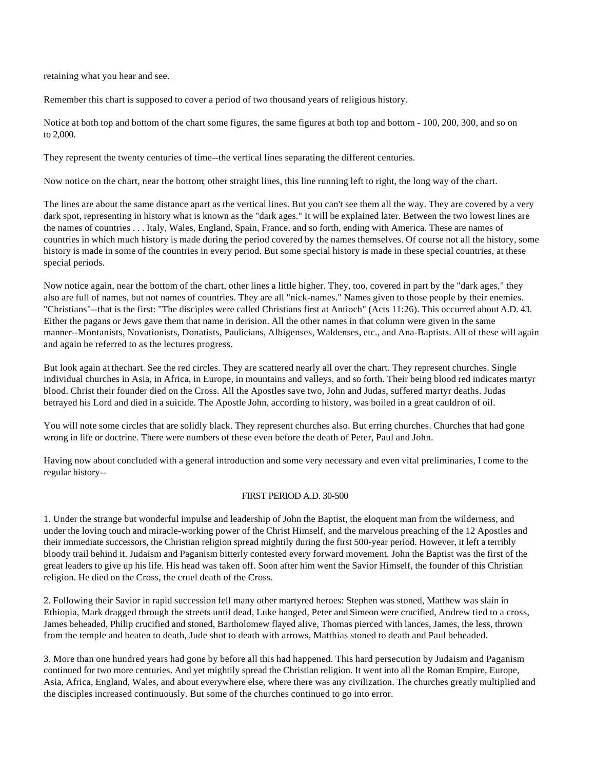retaining what you hear and see.

Remember this chart is supposed to cover a period of two thousand years of religious history.

Notice at both top and bottom of the chart some figures, the same figures at both top and bottom - 100, 200, 300, and so on to 2,000.

They represent the twenty centuries of time--the vertical lines separating the different centuries.

Now notice on the chart, near the bottom; other straight lines, this line running left to right, the long way of the chart.

The lines are about the same distance apart as the vertical lines. But you can't see them all the way. They are covered by a very dark spot, representing in history what is known as the "dark ages." It will be explained later. Between the two lowest lines are the names of countries . . . Italy, Wales, England, Spain, France, and so forth, ending with America. These are names of countries in which much history is made during the period covered by the names themselves. Of course not all the history, some history is made in some of the countries in every period. But some special history is made in these special countries, at these special periods.

Now notice again, near the bottom of the chart, other lines a little higher. They, too, covered in part by the "dark ages," they also are full of names, but not names of countries. They are all "nick-names." Names given to those people by their enemies. "Christians"--that is the first: "The disciples were called Christians first at Antioch" (Acts 11:26). This occurred about A.D. 43. Either the pagans or Jews gave them that name in derision. All the other names in that column were given in the same manner--Montanists, Novationists, Donatists, Paulicians, Albigenses, Waldenses, etc., and Ana-Baptists. All of these will again and again be referred to as the lectures progress.

But look again at thechart. See the red circles. They are scattered nearly all over the chart. They represent churches. Single individual churches in Asia, in Africa, in Europe, in mountains and valleys, and so forth. Their being blood red indicates martyr blood. Christ their founder died on the Cross. All the Apostles save two, John and Judas, suffered martyr deaths. Judas betrayed his Lord and died in a suicide. The Apostle John, according to history, was boiled in a great cauldron of oil.

You will note some circles that are solidly black. They represent churches also. But erring churches. Churches that had gone wrong in life or doctrine. There were numbers of these even before the death of Peter, Paul and John.

Having now about concluded with a general introduction and some very necessary and even vital preliminaries, I come to the regular history--

## FIRST PERIOD A.D. 30-500

1. Under the strange but wonderful impulse and leadership of John the Baptist, the eloquent man from the wilderness, and under the loving touch and miracle-working power of the Christ Himself, and the marvelous preaching of the 12 Apostles and their immediate successors, the Christian religion spread mightily during the first 500-year period. However, it left a terribly bloody trail behind it. Judaism and Paganism bitterly contested every forward movement. John the Baptist was the first of the great leaders to give up his life. His head was taken off. Soon after him went the Savior Himself, the founder of this Christian religion. He died on the Cross, the cruel death of the Cross.

2. Following their Savior in rapid succession fell many other martyred heroes: Stephen was stoned, Matthew was slain in Ethiopia, Mark dragged through the streets until dead, Luke hanged, Peter and Simeon were crucified, Andrew tied to a cross, James beheaded, Philip crucified and stoned, Bartholomew flayed alive, Thomas pierced with lances, James, the less, thrown from the temple and beaten to death, Jude shot to death with arrows, Matthias stoned to death and Paul beheaded.

3. More than one hundred years had gone by before all this had happened. This hard persecution by Judaism and Paganism continued for two more centuries. And yet mightily spread the Christian religion. It went into all the Roman Empire, Europe, Asia, Africa, England, Wales, and about everywhere else, where there was any civilization. The churches greatly multiplied and the disciples increased continuously. But some of the churches continued to go into error.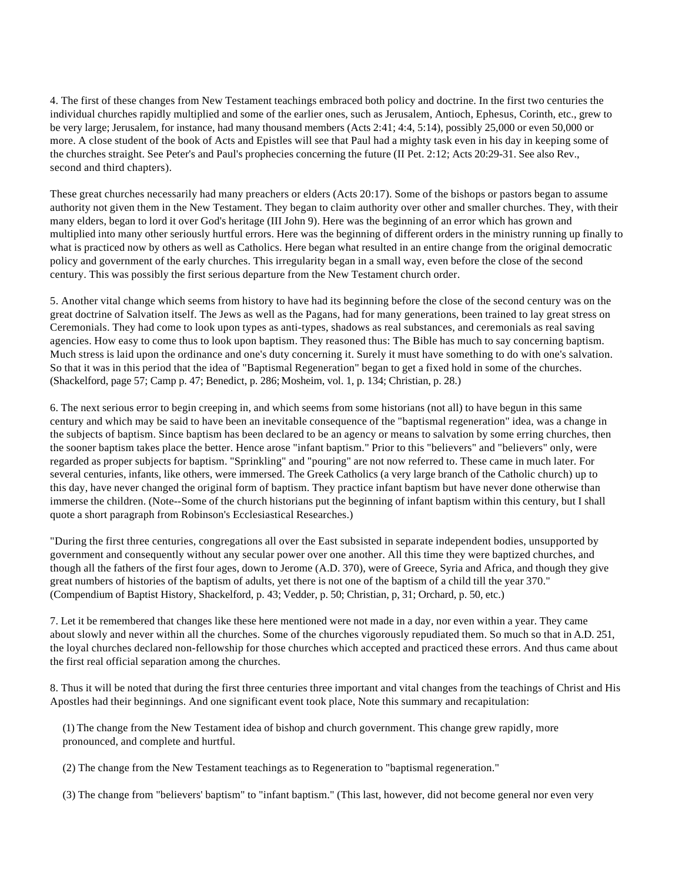4. The first of these changes from New Testament teachings embraced both policy and doctrine. In the first two centuries the individual churches rapidly multiplied and some of the earlier ones, such as Jerusalem, Antioch, Ephesus, Corinth, etc., grew to be very large; Jerusalem, for instance, had many thousand members (Acts 2:41; 4:4, 5:14), possibly 25,000 or even 50,000 or more. A close student of the book of Acts and Epistles will see that Paul had a mighty task even in his day in keeping some of the churches straight. See Peter's and Paul's prophecies concerning the future (II Pet. 2:12; Acts 20:29-31. See also Rev., second and third chapters).

These great churches necessarily had many preachers or elders (Acts 20:17). Some of the bishops or pastors began to assume authority not given them in the New Testament. They began to claim authority over other and smaller churches. They, with their many elders, began to lord it over God's heritage (III John 9). Here was the beginning of an error which has grown and multiplied into many other seriously hurtful errors. Here was the beginning of different orders in the ministry running up finally to what is practiced now by others as well as Catholics. Here began what resulted in an entire change from the original democratic policy and government of the early churches. This irregularity began in a small way, even before the close of the second century. This was possibly the first serious departure from the New Testament church order.

5. Another vital change which seems from history to have had its beginning before the close of the second century was on the great doctrine of Salvation itself. The Jews as well as the Pagans, had for many generations, been trained to lay great stress on Ceremonials. They had come to look upon types as anti-types, shadows as real substances, and ceremonials as real saving agencies. How easy to come thus to look upon baptism. They reasoned thus: The Bible has much to say concerning baptism. Much stress is laid upon the ordinance and one's duty concerning it. Surely it must have something to do with one's salvation. So that it was in this period that the idea of "Baptismal Regeneration" began to get a fixed hold in some of the churches. (Shackelford, page 57; Camp p. 47; Benedict, p. 286; Mosheim, vol. 1, p. 134; Christian, p. 28.)

6. The next serious error to begin creeping in, and which seems from some historians (not all) to have begun in this same century and which may be said to have been an inevitable consequence of the "baptismal regeneration" idea, was a change in the subjects of baptism. Since baptism has been declared to be an agency or means to salvation by some erring churches, then the sooner baptism takes place the better. Hence arose "infant baptism." Prior to this "believers" and "believers" only, were regarded as proper subjects for baptism. "Sprinkling" and "pouring" are not now referred to. These came in much later. For several centuries, infants, like others, were immersed. The Greek Catholics (a very large branch of the Catholic church) up to this day, have never changed the original form of baptism. They practice infant baptism but have never done otherwise than immerse the children. (Note--Some of the church historians put the beginning of infant baptism within this century, but I shall quote a short paragraph from Robinson's Ecclesiastical Researches.)

"During the first three centuries, congregations all over the East subsisted in separate independent bodies, unsupported by government and consequently without any secular power over one another. All this time they were baptized churches, and though all the fathers of the first four ages, down to Jerome (A.D. 370), were of Greece, Syria and Africa, and though they give great numbers of histories of the baptism of adults, yet there is not one of the baptism of a child till the year 370." (Compendium of Baptist History, Shackelford, p. 43; Vedder, p. 50; Christian, p, 31; Orchard, p. 50, etc.)

7. Let it be remembered that changes like these here mentioned were not made in a day, nor even within a year. They came about slowly and never within all the churches. Some of the churches vigorously repudiated them. So much so that in A.D. 251, the loyal churches declared non-fellowship for those churches which accepted and practiced these errors. And thus came about the first real official separation among the churches.

8. Thus it will be noted that during the first three centuries three important and vital changes from the teachings of Christ and His Apostles had their beginnings. And one significant event took place, Note this summary and recapitulation:

(1) The change from the New Testament idea of bishop and church government. This change grew rapidly, more pronounced, and complete and hurtful.

(2) The change from the New Testament teachings as to Regeneration to "baptismal regeneration."

(3) The change from "believers' baptism" to "infant baptism." (This last, however, did not become general nor even very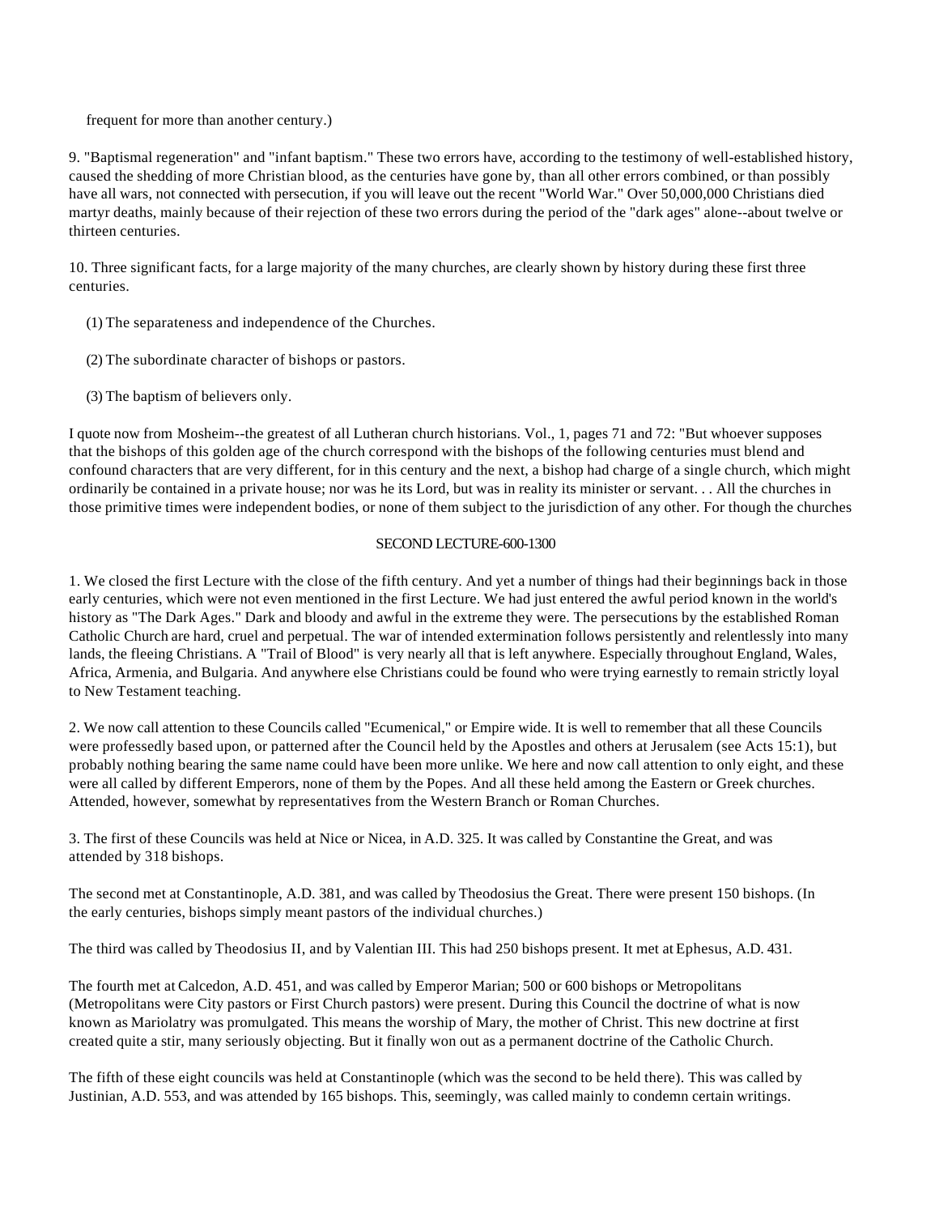frequent for more than another century.)

9. "Baptismal regeneration" and "infant baptism." These two errors have, according to the testimony of well-established history, caused the shedding of more Christian blood, as the centuries have gone by, than all other errors combined, or than possibly have all wars, not connected with persecution, if you will leave out the recent "World War." Over 50,000,000 Christians died martyr deaths, mainly because of their rejection of these two errors during the period of the "dark ages" alone--about twelve or thirteen centuries.

10. Three significant facts, for a large majority of the many churches, are clearly shown by history during these first three centuries.

(1) The separateness and independence of the Churches.

(2) The subordinate character of bishops or pastors.

(3) The baptism of believers only.

I quote now from Mosheim--the greatest of all Lutheran church historians. Vol., 1, pages 71 and 72: "But whoever supposes that the bishops of this golden age of the church correspond with the bishops of the following centuries must blend and confound characters that are very different, for in this century and the next, a bishop had charge of a single church, which might ordinarily be contained in a private house; nor was he its Lord, but was in reality its minister or servant. . . All the churches in those primitive times were independent bodies, or none of them subject to the jurisdiction of any other. For though the churches

## SECOND LECTURE-600-1300

1. We closed the first Lecture with the close of the fifth century. And yet a number of things had their beginnings back in those early centuries, which were not even mentioned in the first Lecture. We had just entered the awful period known in the world's history as "The Dark Ages." Dark and bloody and awful in the extreme they were. The persecutions by the established Roman Catholic Church are hard, cruel and perpetual. The war of intended extermination follows persistently and relentlessly into many lands, the fleeing Christians. A "Trail of Blood" is very nearly all that is left anywhere. Especially throughout England, Wales, Africa, Armenia, and Bulgaria. And anywhere else Christians could be found who were trying earnestly to remain strictly loyal to New Testament teaching.

2. We now call attention to these Councils called "Ecumenical," or Empire wide. It is well to remember that all these Councils were professedly based upon, or patterned after the Council held by the Apostles and others at Jerusalem (see Acts 15:1), but probably nothing bearing the same name could have been more unlike. We here and now call attention to only eight, and these were all called by different Emperors, none of them by the Popes. And all these held among the Eastern or Greek churches. Attended, however, somewhat by representatives from the Western Branch or Roman Churches.

3. The first of these Councils was held at Nice or Nicea, in A.D. 325. It was called by Constantine the Great, and was attended by 318 bishops.

The second met at Constantinople, A.D. 381, and was called by Theodosius the Great. There were present 150 bishops. (In the early centuries, bishops simply meant pastors of the individual churches.)

The third was called by Theodosius II, and by Valentian III. This had 250 bishops present. It met at Ephesus, A.D. 431.

The fourth met at Calcedon, A.D. 451, and was called by Emperor Marian; 500 or 600 bishops or Metropolitans (Metropolitans were City pastors or First Church pastors) were present. During this Council the doctrine of what is now known as Mariolatry was promulgated. This means the worship of Mary, the mother of Christ. This new doctrine at first created quite a stir, many seriously objecting. But it finally won out as a permanent doctrine of the Catholic Church.

The fifth of these eight councils was held at Constantinople (which was the second to be held there). This was called by Justinian, A.D. 553, and was attended by 165 bishops. This, seemingly, was called mainly to condemn certain writings.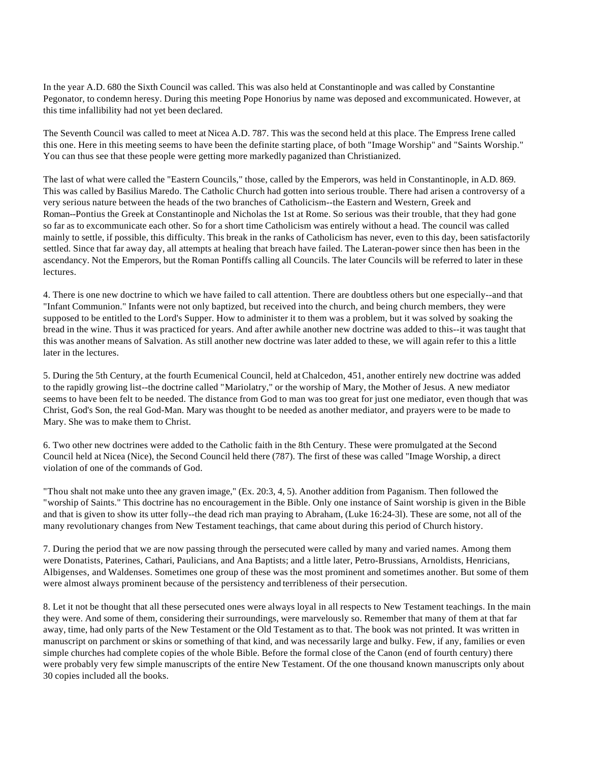In the year A.D. 680 the Sixth Council was called. This was also held at Constantinople and was called by Constantine Pegonator, to condemn heresy. During this meeting Pope Honorius by name was deposed and excommunicated. However, at this time infallibility had not yet been declared.

The Seventh Council was called to meet at Nicea A.D. 787. This was the second held at this place. The Empress Irene called this one. Here in this meeting seems to have been the definite starting place, of both "Image Worship" and "Saints Worship." You can thus see that these people were getting more markedly paganized than Christianized.

The last of what were called the "Eastern Councils," those, called by the Emperors, was held in Constantinople, in A.D. 869. This was called by Basilius Maredo. The Catholic Church had gotten into serious trouble. There had arisen a controversy of a very serious nature between the heads of the two branches of Catholicism--the Eastern and Western, Greek and Roman--Pontius the Greek at Constantinople and Nicholas the 1st at Rome. So serious was their trouble, that they had gone so far as to excommunicate each other. So for a short time Catholicism was entirely without a head. The council was called mainly to settle, if possible, this difficulty. This break in the ranks of Catholicism has never, even to this day, been satisfactorily settled. Since that far away day, all attempts at healing that breach have failed. The Lateran-power since then has been in the ascendancy. Not the Emperors, but the Roman Pontiffs calling all Councils. The later Councils will be referred to later in these lectures.

4. There is one new doctrine to which we have failed to call attention. There are doubtless others but one especially--and that "Infant Communion." Infants were not only baptized, but received into the church, and being church members, they were supposed to be entitled to the Lord's Supper. How to administer it to them was a problem, but it was solved by soaking the bread in the wine. Thus it was practiced for years. And after awhile another new doctrine was added to this--it was taught that this was another means of Salvation. As still another new doctrine was later added to these, we will again refer to this a little later in the lectures.

5. During the 5th Century, at the fourth Ecumenical Council, held at Chalcedon, 451, another entirely new doctrine was added to the rapidly growing list--the doctrine called "Mariolatry," or the worship of Mary, the Mother of Jesus. A new mediator seems to have been felt to be needed. The distance from God to man was too great for just one mediator, even though that was Christ, God's Son, the real God-Man. Mary was thought to be needed as another mediator, and prayers were to be made to Mary. She was to make them to Christ.

6. Two other new doctrines were added to the Catholic faith in the 8th Century. These were promulgated at the Second Council held at Nicea (Nice), the Second Council held there (787). The first of these was called "Image Worship, a direct violation of one of the commands of God.

"Thou shalt not make unto thee any graven image," (Ex. 20:3, 4, 5). Another addition from Paganism. Then followed the "worship of Saints." This doctrine has no encouragement in the Bible. Only one instance of Saint worship is given in the Bible and that is given to show its utter folly--the dead rich man praying to Abraham, (Luke 16:24-3l). These are some, not all of the many revolutionary changes from New Testament teachings, that came about during this period of Church history.

7. During the period that we are now passing through the persecuted were called by many and varied names. Among them were Donatists, Paterines, Cathari, Paulicians, and Ana Baptists; and a little later, Petro-Brussians, Arnoldists, Henricians, Albigenses, and Waldenses. Sometimes one group of these was the most prominent and sometimes another. But some of them were almost always prominent because of the persistency and terribleness of their persecution.

8. Let it not be thought that all these persecuted ones were always loyal in all respects to New Testament teachings. In the main they were. And some of them, considering their surroundings, were marvelously so. Remember that many of them at that far away, time, had only parts of the New Testament or the Old Testament as to that. The book was not printed. It was written in manuscript on parchment or skins or something of that kind, and was necessarily large and bulky. Few, if any, families or even simple churches had complete copies of the whole Bible. Before the formal close of the Canon (end of fourth century) there were probably very few simple manuscripts of the entire New Testament. Of the one thousand known manuscripts only about 30 copies included all the books.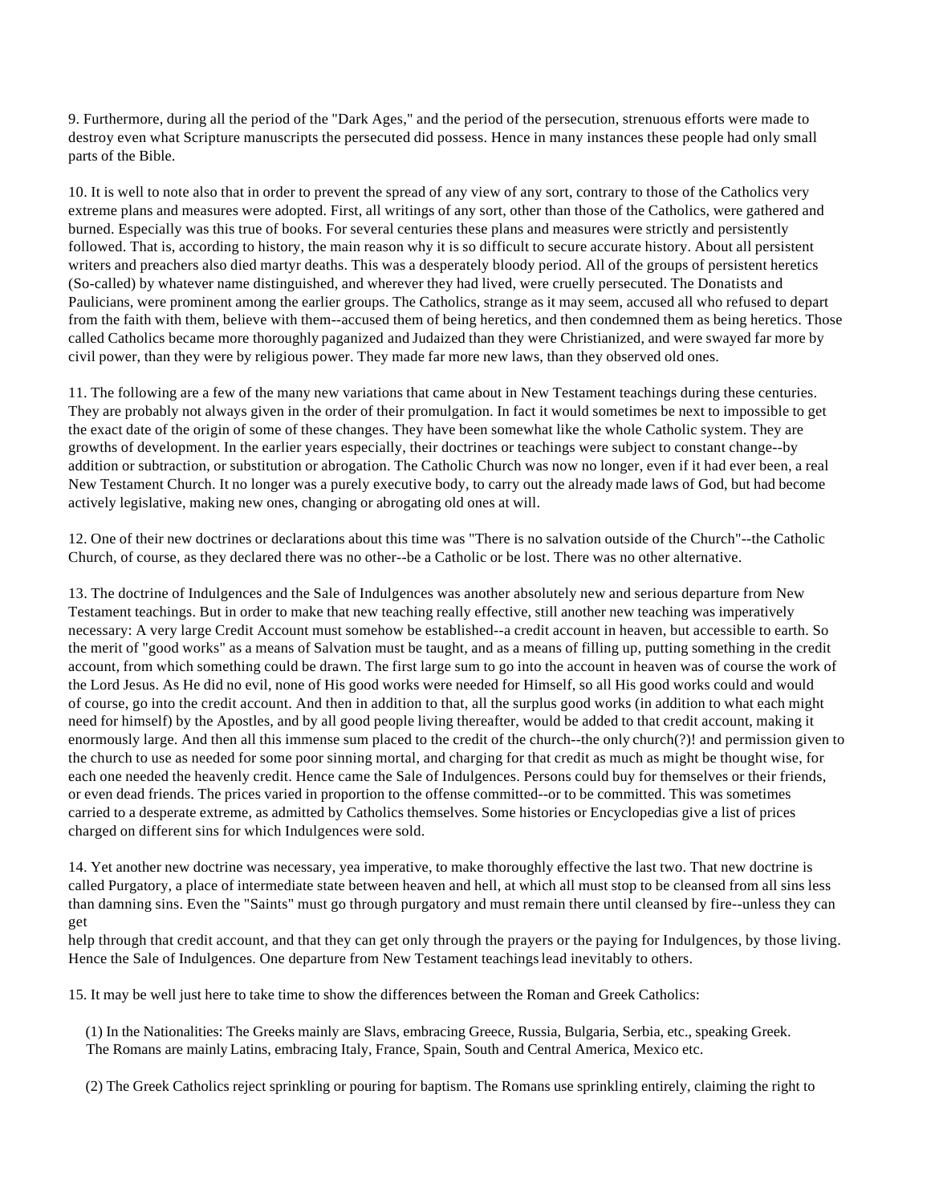9. Furthermore, during all the period of the "Dark Ages," and the period of the persecution, strenuous efforts were made to destroy even what Scripture manuscripts the persecuted did possess. Hence in many instances these people had only small parts of the Bible.

10. It is well to note also that in order to prevent the spread of any view of any sort, contrary to those of the Catholics very extreme plans and measures were adopted. First, all writings of any sort, other than those of the Catholics, were gathered and burned. Especially was this true of books. For several centuries these plans and measures were strictly and persistently followed. That is, according to history, the main reason why it is so difficult to secure accurate history. About all persistent writers and preachers also died martyr deaths. This was a desperately bloody period. All of the groups of persistent heretics (So-called) by whatever name distinguished, and wherever they had lived, were cruelly persecuted. The Donatists and Paulicians, were prominent among the earlier groups. The Catholics, strange as it may seem, accused all who refused to depart from the faith with them, believe with them--accused them of being heretics, and then condemned them as being heretics. Those called Catholics became more thoroughly paganized and Judaized than they were Christianized, and were swayed far more by civil power, than they were by religious power. They made far more new laws, than they observed old ones.

11. The following are a few of the many new variations that came about in New Testament teachings during these centuries. They are probably not always given in the order of their promulgation. In fact it would sometimes be next to impossible to get the exact date of the origin of some of these changes. They have been somewhat like the whole Catholic system. They are growths of development. In the earlier years especially, their doctrines or teachings were subject to constant change--by addition or subtraction, or substitution or abrogation. The Catholic Church was now no longer, even if it had ever been, a real New Testament Church. It no longer was a purely executive body, to carry out the already made laws of God, but had become actively legislative, making new ones, changing or abrogating old ones at will.

12. One of their new doctrines or declarations about this time was "There is no salvation outside of the Church"--the Catholic Church, of course, as they declared there was no other--be a Catholic or be lost. There was no other alternative.

13. The doctrine of Indulgences and the Sale of Indulgences was another absolutely new and serious departure from New Testament teachings. But in order to make that new teaching really effective, still another new teaching was imperatively necessary: A very large Credit Account must somehow be established--a credit account in heaven, but accessible to earth. So the merit of "good works" as a means of Salvation must be taught, and as a means of filling up, putting something in the credit account, from which something could be drawn. The first large sum to go into the account in heaven was of course the work of the Lord Jesus. As He did no evil, none of His good works were needed for Himself, so all His good works could and would of course, go into the credit account. And then in addition to that, all the surplus good works (in addition to what each might need for himself) by the Apostles, and by all good people living thereafter, would be added to that credit account, making it enormously large. And then all this immense sum placed to the credit of the church--the only church(?)! and permission given to the church to use as needed for some poor sinning mortal, and charging for that credit as much as might be thought wise, for each one needed the heavenly credit. Hence came the Sale of Indulgences. Persons could buy for themselves or their friends, or even dead friends. The prices varied in proportion to the offense committed--or to be committed. This was sometimes carried to a desperate extreme, as admitted by Catholics themselves. Some histories or Encyclopedias give a list of prices charged on different sins for which Indulgences were sold.

14. Yet another new doctrine was necessary, yea imperative, to make thoroughly effective the last two. That new doctrine is called Purgatory, a place of intermediate state between heaven and hell, at which all must stop to be cleansed from all sins less than damning sins. Even the "Saints" must go through purgatory and must remain there until cleansed by fire--unless they can get help through that credit account, and that they can get only through the prayers or the paying for Indulgences, by those living. Hence the Sale of Indulgences. One departure from New Testament teachings lead inevitably to others.

15. It may be well just here to take time to show the differences between the Roman and Greek Catholics:

(1) In the Nationalities: The Greeks mainly are Slavs, embracing Greece, Russia, Bulgaria, Serbia, etc., speaking Greek. The Romans are mainly Latins, embracing Italy, France, Spain, South and Central America, Mexico etc.

(2) The Greek Catholics reject sprinkling or pouring for baptism. The Romans use sprinkling entirely, claiming the right to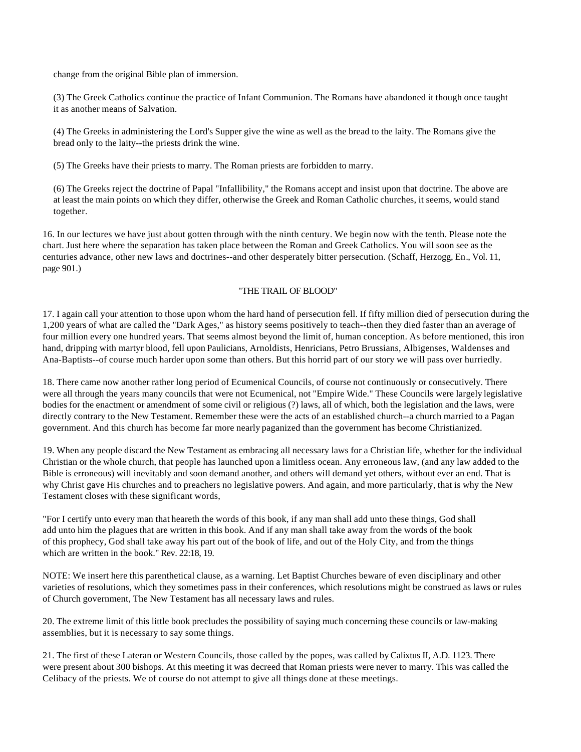change from the original Bible plan of immersion.

(3) The Greek Catholics continue the practice of Infant Communion. The Romans have abandoned it though once taught it as another means of Salvation.

(4) The Greeks in administering the Lord's Supper give the wine as well as the bread to the laity. The Romans give the bread only to the laity--the priests drink the wine.

(5) The Greeks have their priests to marry. The Roman priests are forbidden to marry.

(6) The Greeks reject the doctrine of Papal "Infallibility," the Romans accept and insist upon that doctrine. The above are at least the main points on which they differ, otherwise the Greek and Roman Catholic churches, it seems, would stand together.

16. In our lectures we have just about gotten through with the ninth century. We begin now with the tenth. Please note the chart. Just here where the separation has taken place between the Roman and Greek Catholics. You will soon see as the centuries advance, other new laws and doctrines--and other desperately bitter persecution. (Schaff, Herzogg, En., Vol. 11, page 901.)

## "THE TRAIL OF BLOOD"

17. I again call your attention to those upon whom the hard hand of persecution fell. If fifty million died of persecution during the 1,200 years of what are called the "Dark Ages," as history seems positively to teach--then they died faster than an average of four million every one hundred years. That seems almost beyond the limit of, human conception. As before mentioned, this iron hand, dripping with martyr blood, fell upon Paulicians, Arnoldists, Henricians, Petro Brussians, Albigenses, Waldenses and Ana-Baptists--of course much harder upon some than others. But this horrid part of our story we will pass over hurriedly.

18. There came now another rather long period of Ecumenical Councils, of course not continuously or consecutively. There were all through the years many councils that were not Ecumenical, not "Empire Wide." These Councils were largely legislative bodies for the enactment or amendment of some civil or religious (?) laws, all of which, both the legislation and the laws, were directly contrary to the New Testament. Remember these were the acts of an established church--a church married to a Pagan government. And this church has become far more nearly paganized than the government has become Christianized.

19. When any people discard the New Testament as embracing all necessary laws for a Christian life, whether for the individual Christian or the whole church, that people has launched upon a limitless ocean. Any erroneous law, (and any law added to the Bible is erroneous) will inevitably and soon demand another, and others will demand yet others, without ever an end. That is why Christ gave His churches and to preachers no legislative powers. And again, and more particularly, that is why the New Testament closes with these significant words,

"For I certify unto every man that heareth the words of this book, if any man shall add unto these things, God shall add unto him the plagues that are written in this book. And if any man shall take away from the words of the book of this prophecy, God shall take away his part out of the book of life, and out of the Holy City, and from the things which are written in the book." Rev. 22:18, 19.

NOTE: We insert here this parenthetical clause, as a warning. Let Baptist Churches beware of even disciplinary and other varieties of resolutions, which they sometimes pass in their conferences, which resolutions might be construed as laws or rules of Church government, The New Testament has all necessary laws and rules.

20. The extreme limit of this little book precludes the possibility of saying much concerning these councils or law-making assemblies, but it is necessary to say some things.

21. The first of these Lateran or Western Councils, those called by the popes, was called by Calixtus II, A.D. 1123. There were present about 300 bishops. At this meeting it was decreed that Roman priests were never to marry. This was called the Celibacy of the priests. We of course do not attempt to give all things done at these meetings.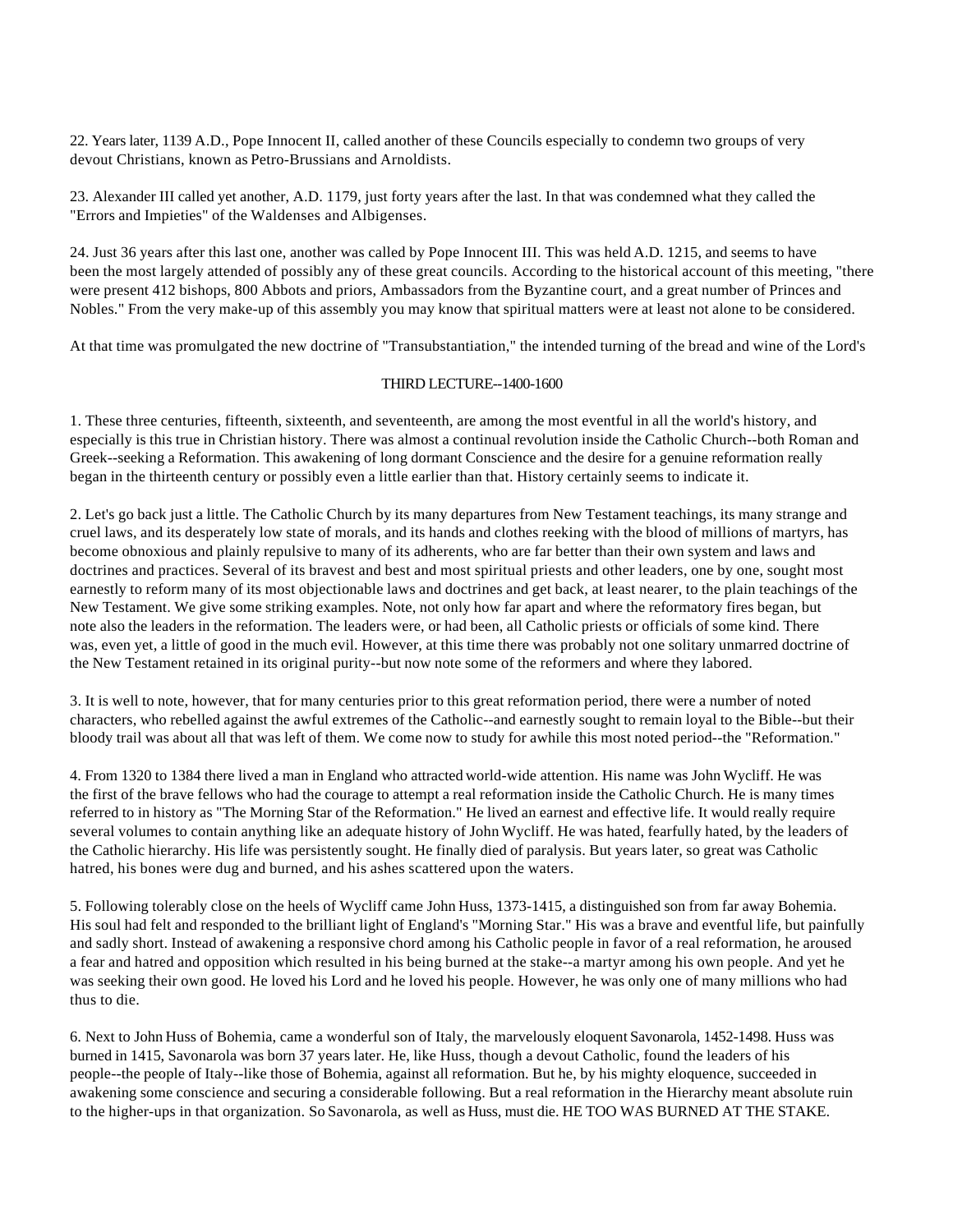22. Years later, 1139 A.D., Pope Innocent II, called another of these Councils especially to condemn two groups of very devout Christians, known as Petro-Brussians and Arnoldists.

23. Alexander III called yet another, A.D. 1179, just forty years after the last. In that was condemned what they called the "Errors and Impieties" of the Waldenses and Albigenses.

24. Just 36 years after this last one, another was called by Pope Innocent III. This was held A.D. 1215, and seems to have been the most largely attended of possibly any of these great councils. According to the historical account of this meeting, "there were present 412 bishops, 800 Abbots and priors, Ambassadors from the Byzantine court, and a great number of Princes and Nobles." From the very make-up of this assembly you may know that spiritual matters were at least not alone to be considered.

At that time was promulgated the new doctrine of "Transubstantiation," the intended turning of the bread and wine of the Lord's

## THIRD LECTURE--1400-1600

1. These three centuries, fifteenth, sixteenth, and seventeenth, are among the most eventful in all the world's history, and especially is this true in Christian history. There was almost a continual revolution inside the Catholic Church--both Roman and Greek--seeking a Reformation. This awakening of long dormant Conscience and the desire for a genuine reformation really began in the thirteenth century or possibly even a little earlier than that. History certainly seems to indicate it.

2. Let's go back just a little. The Catholic Church by its many departures from New Testament teachings, its many strange and cruel laws, and its desperately low state of morals, and its hands and clothes reeking with the blood of millions of martyrs, has become obnoxious and plainly repulsive to many of its adherents, who are far better than their own system and laws and doctrines and practices. Several of its bravest and best and most spiritual priests and other leaders, one by one, sought most earnestly to reform many of its most objectionable laws and doctrines and get back, at least nearer, to the plain teachings of the New Testament. We give some striking examples. Note, not only how far apart and where the reformatory fires began, but note also the leaders in the reformation. The leaders were, or had been, all Catholic priests or officials of some kind. There was, even yet, a little of good in the much evil. However, at this time there was probably not one solitary unmarred doctrine of the New Testament retained in its original purity--but now note some of the reformers and where they labored.

3. It is well to note, however, that for many centuries prior to this great reformation period, there were a number of noted characters, who rebelled against the awful extremes of the Catholic--and earnestly sought to remain loyal to the Bible--but their bloody trail was about all that was left of them. We come now to study for awhile this most noted period--the "Reformation."

4. From 1320 to 1384 there lived a man in England who attracted world-wide attention. His name was John Wycliff. He was the first of the brave fellows who had the courage to attempt a real reformation inside the Catholic Church. He is many times referred to in history as "The Morning Star of the Reformation." He lived an earnest and effective life. It would really require several volumes to contain anything like an adequate history of John Wycliff. He was hated, fearfully hated, by the leaders of the Catholic hierarchy. His life was persistently sought. He finally died of paralysis. But years later, so great was Catholic hatred, his bones were dug and burned, and his ashes scattered upon the waters.

5. Following tolerably close on the heels of Wycliff came John Huss, 1373-1415, a distinguished son from far away Bohemia. His soul had felt and responded to the brilliant light of England's "Morning Star." His was a brave and eventful life, but painfully and sadly short. Instead of awakening a responsive chord among his Catholic people in favor of a real reformation, he aroused a fear and hatred and opposition which resulted in his being burned at the stake--a martyr among his own people. And yet he was seeking their own good. He loved his Lord and he loved his people. However, he was only one of many millions who had thus to die.

6. Next to John Huss of Bohemia, came a wonderful son of Italy, the marvelously eloquent Savonarola, 1452-1498. Huss was burned in 1415, Savonarola was born 37 years later. He, like Huss, though a devout Catholic, found the leaders of his people--the people of Italy--like those of Bohemia, against all reformation. But he, by his mighty eloquence, succeeded in awakening some conscience and securing a considerable following. But a real reformation in the Hierarchy meant absolute ruin to the higher-ups in that organization. So Savonarola, as well as Huss, must die. HE TOO WAS BURNED AT THE STAKE.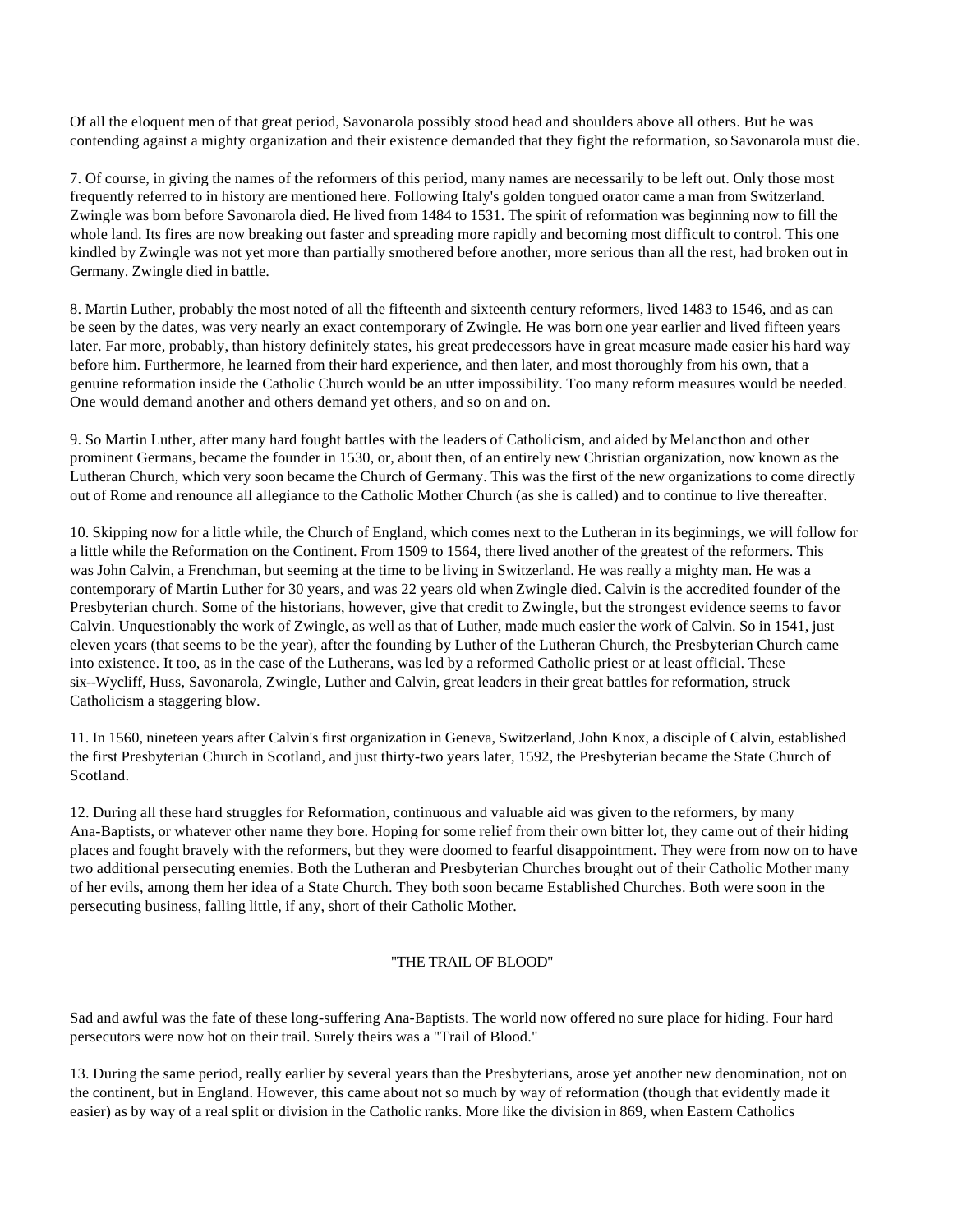Of all the eloquent men of that great period, Savonarola possibly stood head and shoulders above all others. But he was contending against a mighty organization and their existence demanded that they fight the reformation, so Savonarola must die.

7. Of course, in giving the names of the reformers of this period, many names are necessarily to be left out. Only those most frequently referred to in history are mentioned here. Following Italy's golden tongued orator came a man from Switzerland. Zwingle was born before Savonarola died. He lived from 1484 to 1531. The spirit of reformation was beginning now to fill the whole land. Its fires are now breaking out faster and spreading more rapidly and becoming most difficult to control. This one kindled by Zwingle was not yet more than partially smothered before another, more serious than all the rest, had broken out in Germany. Zwingle died in battle.

8. Martin Luther, probably the most noted of all the fifteenth and sixteenth century reformers, lived 1483 to 1546, and as can be seen by the dates, was very nearly an exact contemporary of Zwingle. He was born one year earlier and lived fifteen years later. Far more, probably, than history definitely states, his great predecessors have in great measure made easier his hard way before him. Furthermore, he learned from their hard experience, and then later, and most thoroughly from his own, that a genuine reformation inside the Catholic Church would be an utter impossibility. Too many reform measures would be needed. One would demand another and others demand yet others, and so on and on.

9. So Martin Luther, after many hard fought battles with the leaders of Catholicism, and aided by Melancthon and other prominent Germans, became the founder in 1530, or, about then, of an entirely new Christian organization, now known as the Lutheran Church, which very soon became the Church of Germany. This was the first of the new organizations to come directly out of Rome and renounce all allegiance to the Catholic Mother Church (as she is called) and to continue to live thereafter.

10. Skipping now for a little while, the Church of England, which comes next to the Lutheran in its beginnings, we will follow for a little while the Reformation on the Continent. From 1509 to 1564, there lived another of the greatest of the reformers. This was John Calvin, a Frenchman, but seeming at the time to be living in Switzerland. He was really a mighty man. He was a contemporary of Martin Luther for 30 years, and was 22 years old when Zwingle died. Calvin is the accredited founder of the Presbyterian church. Some of the historians, however, give that credit to Zwingle, but the strongest evidence seems to favor Calvin. Unquestionably the work of Zwingle, as well as that of Luther, made much easier the work of Calvin. So in 1541, just eleven years (that seems to be the year), after the founding by Luther of the Lutheran Church, the Presbyterian Church came into existence. It too, as in the case of the Lutherans, was led by a reformed Catholic priest or at least official. These six--Wycliff, Huss, Savonarola, Zwingle, Luther and Calvin, great leaders in their great battles for reformation, struck Catholicism a staggering blow.

11. In 1560, nineteen years after Calvin's first organization in Geneva, Switzerland, John Knox, a disciple of Calvin, established the first Presbyterian Church in Scotland, and just thirty-two years later, 1592, the Presbyterian became the State Church of Scotland.

12. During all these hard struggles for Reformation, continuous and valuable aid was given to the reformers, by many Ana-Baptists, or whatever other name they bore. Hoping for some relief from their own bitter lot, they came out of their hiding places and fought bravely with the reformers, but they were doomed to fearful disappointment. They were from now on to have two additional persecuting enemies. Both the Lutheran and Presbyterian Churches brought out of their Catholic Mother many of her evils, among them her idea of a State Church. They both soon became Established Churches. Both were soon in the persecuting business, falling little, if any, short of their Catholic Mother.

"THE TRAIL OF BLOOD"

Sad and awful was the fate of these long-suffering Ana-Baptists. The world now offered no sure place for hiding. Four hard persecutors were now hot on their trail. Surely theirs was a "Trail of Blood."

13. During the same period, really earlier by several years than the Presbyterians, arose yet another new denomination, not on the continent, but in England. However, this came about not so much by way of reformation (though that evidently made it easier) as by way of a real split or division in the Catholic ranks. More like the division in 869, when Eastern Catholics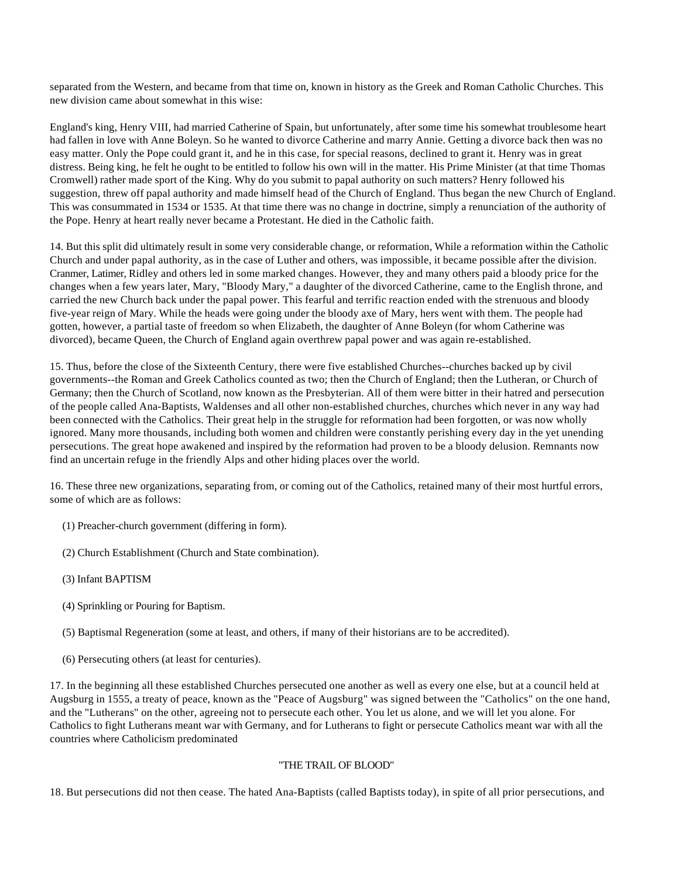separated from the Western, and became from that time on, known in history as the Greek and Roman Catholic Churches. This new division came about somewhat in this wise:

England's king, Henry VIII, had married Catherine of Spain, but unfortunately, after some time his somewhat troublesome heart had fallen in love with Anne Boleyn. So he wanted to divorce Catherine and marry Annie. Getting a divorce back then was no easy matter. Only the Pope could grant it, and he in this case, for special reasons, declined to grant it. Henry was in great distress. Being king, he felt he ought to be entitled to follow his own will in the matter. His Prime Minister (at that time Thomas Cromwell) rather made sport of the King. Why do you submit to papal authority on such matters? Henry followed his suggestion, threw off papal authority and made himself head of the Church of England. Thus began the new Church of England. This was consummated in 1534 or 1535. At that time there was no change in doctrine, simply a renunciation of the authority of the Pope. Henry at heart really never became a Protestant. He died in the Catholic faith.

14. But this split did ultimately result in some very considerable change, or reformation, While a reformation within the Catholic Church and under papal authority, as in the case of Luther and others, was impossible, it became possible after the division. Cranmer, Latimer, Ridley and others led in some marked changes. However, they and many others paid a bloody price for the changes when a few years later, Mary, "Bloody Mary," a daughter of the divorced Catherine, came to the English throne, and carried the new Church back under the papal power. This fearful and terrific reaction ended with the strenuous and bloody five-year reign of Mary. While the heads were going under the bloody axe of Mary, hers went with them. The people had gotten, however, a partial taste of freedom so when Elizabeth, the daughter of Anne Boleyn (for whom Catherine was divorced), became Queen, the Church of England again overthrew papal power and was again re-established.

15. Thus, before the close of the Sixteenth Century, there were five established Churches--churches backed up by civil governments--the Roman and Greek Catholics counted as two; then the Church of England; then the Lutheran, or Church of Germany; then the Church of Scotland, now known as the Presbyterian. All of them were bitter in their hatred and persecution of the people called Ana-Baptists, Waldenses and all other non-established churches, churches which never in any way had been connected with the Catholics. Their great help in the struggle for reformation had been forgotten, or was now wholly ignored. Many more thousands, including both women and children were constantly perishing every day in the yet unending persecutions. The great hope awakened and inspired by the reformation had proven to be a bloody delusion. Remnants now find an uncertain refuge in the friendly Alps and other hiding places over the world.

16. These three new organizations, separating from, or coming out of the Catholics, retained many of their most hurtful errors, some of which are as follows:

(1) Preacher-church government (differing in form).

(2) Church Establishment (Church and State combination).

(3) Infant BAPTISM

(4) Sprinkling or Pouring for Baptism.

(5) Baptismal Regeneration (some at least, and others, if many of their historians are to be accredited).

(6) Persecuting others (at least for centuries).

17. In the beginning all these established Churches persecuted one another as well as every one else, but at a council held at Augsburg in 1555, a treaty of peace, known as the "Peace of Augsburg" was signed between the "Catholics" on the one hand, and the "Lutherans" on the other, agreeing not to persecute each other. You let us alone, and we will let you alone. For Catholics to fight Lutherans meant war with Germany, and for Lutherans to fight or persecute Catholics meant war with all the countries where Catholicism predominated

18. But persecutions did not then cease. The hated Ana-Baptists (called Baptists today), in spite of all prior persecutions, and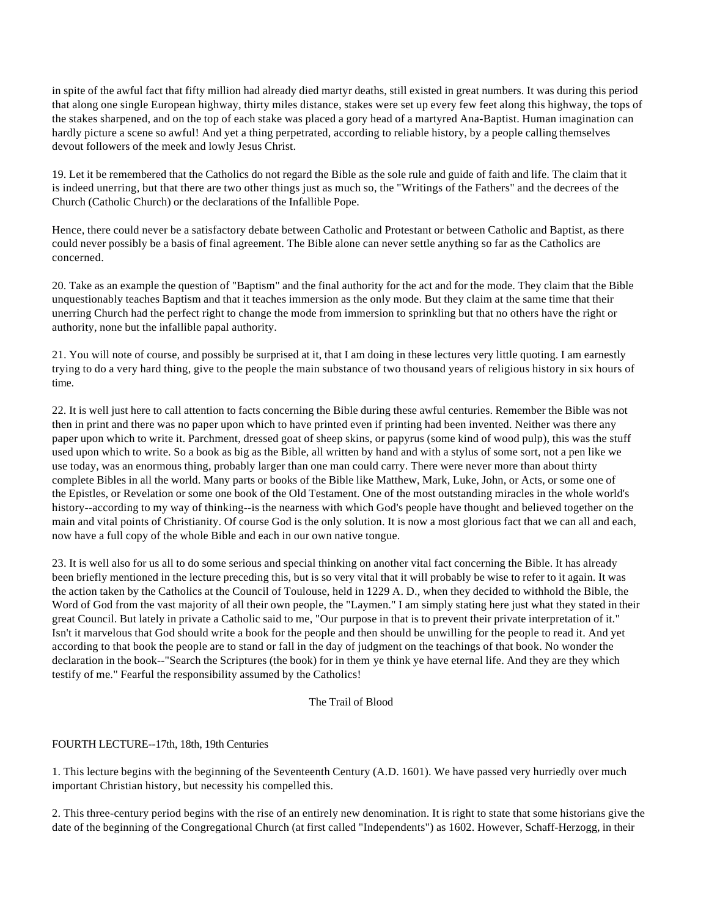in spite of the awful fact that fifty million had already died martyr deaths, still existed in great numbers. It was during this period that along one single European highway, thirty miles distance, stakes were set up every few feet along this highway, the tops of the stakes sharpened, and on the top of each stake was placed a gory head of a martyred Ana-Baptist. Human imagination can hardly picture a scene so awful! And yet a thing perpetrated, according to reliable history, by a people calling themselves devout followers of the meek and lowly Jesus Christ.

19. Let it be remembered that the Catholics do not regard the Bible as the sole rule and guide of faith and life. The claim that it is indeed unerring, but that there are two other things just as much so, the "Writings of the Fathers" and the decrees of the Church (Catholic Church) or the declarations of the Infallible Pope.

Hence, there could never be a satisfactory debate between Catholic and Protestant or between Catholic and Baptist, as there could never possibly be a basis of final agreement. The Bible alone can never settle anything so far as the Catholics are concerned.

20. Take as an example the question of "Baptism" and the final authority for the act and for the mode. They claim that the Bible unquestionably teaches Baptism and that it teaches immersion as the only mode. But they claim at the same time that their unerring Church had the perfect right to change the mode from immersion to sprinkling but that no others have the right or authority, none but the infallible papal authority.

21. You will note of course, and possibly be surprised at it, that I am doing in these lectures very little quoting. I am earnestly trying to do a very hard thing, give to the people the main substance of two thousand years of religious history in six hours of time.

22. It is well just here to call attention to facts concerning the Bible during these awful centuries. Remember the Bible was not then in print and there was no paper upon which to have printed even if printing had been invented. Neither was there any paper upon which to write it. Parchment, dressed goat of sheep skins, or papyrus (some kind of wood pulp), this was the stuff used upon which to write. So a book as big as the Bible, all written by hand and with a stylus of some sort, not a pen like we use today, was an enormous thing, probably larger than one man could carry. There were never more than about thirty complete Bibles in all the world. Many parts or books of the Bible like Matthew, Mark, Luke, John, or Acts, or some one of the Epistles, or Revelation or some one book of the Old Testament. One of the most outstanding miracles in the whole world's history--according to my way of thinking--is the nearness with which God's people have thought and believed together on the main and vital points of Christianity. Of course God is the only solution. It is now a most glorious fact that we can all and each, now have a full copy of the whole Bible and each in our own native tongue.

23. It is well also for us all to do some serious and special thinking on another vital fact concerning the Bible. It has already been briefly mentioned in the lecture preceding this, but is so very vital that it will probably be wise to refer to it again. It was the action taken by the Catholics at the Council of Toulouse, held in 1229 A. D., when they decided to withhold the Bible, the Word of God from the vast majority of all their own people, the "Laymen." I am simply stating here just what they stated in their great Council. But lately in private a Catholic said to me, "Our purpose in that is to prevent their private interpretation of it." Isn't it marvelous that God should write a book for the people and then should be unwilling for the people to read it. And yet according to that book the people are to stand or fall in the day of judgment on the teachings of that book. No wonder the declaration in the book--"Search the Scriptures (the book) for in them ye think ye have eternal life. And they are they which testify of me." Fearful the responsibility assumed by the Catholics!

The Trail of Blood

## FOURTH LECTURE--17th, 18th, 19th Centuries

1. This lecture begins with the beginning of the Seventeenth Century (A.D. 1601). We have passed very hurriedly over much important Christian history, but necessity his compelled this.

2. This three-century period begins with the rise of an entirely new denomination. It is right to state that some historians give the date of the beginning of the Congregational Church (at first called "Independents") as 1602. However, Schaff-Herzogg, in their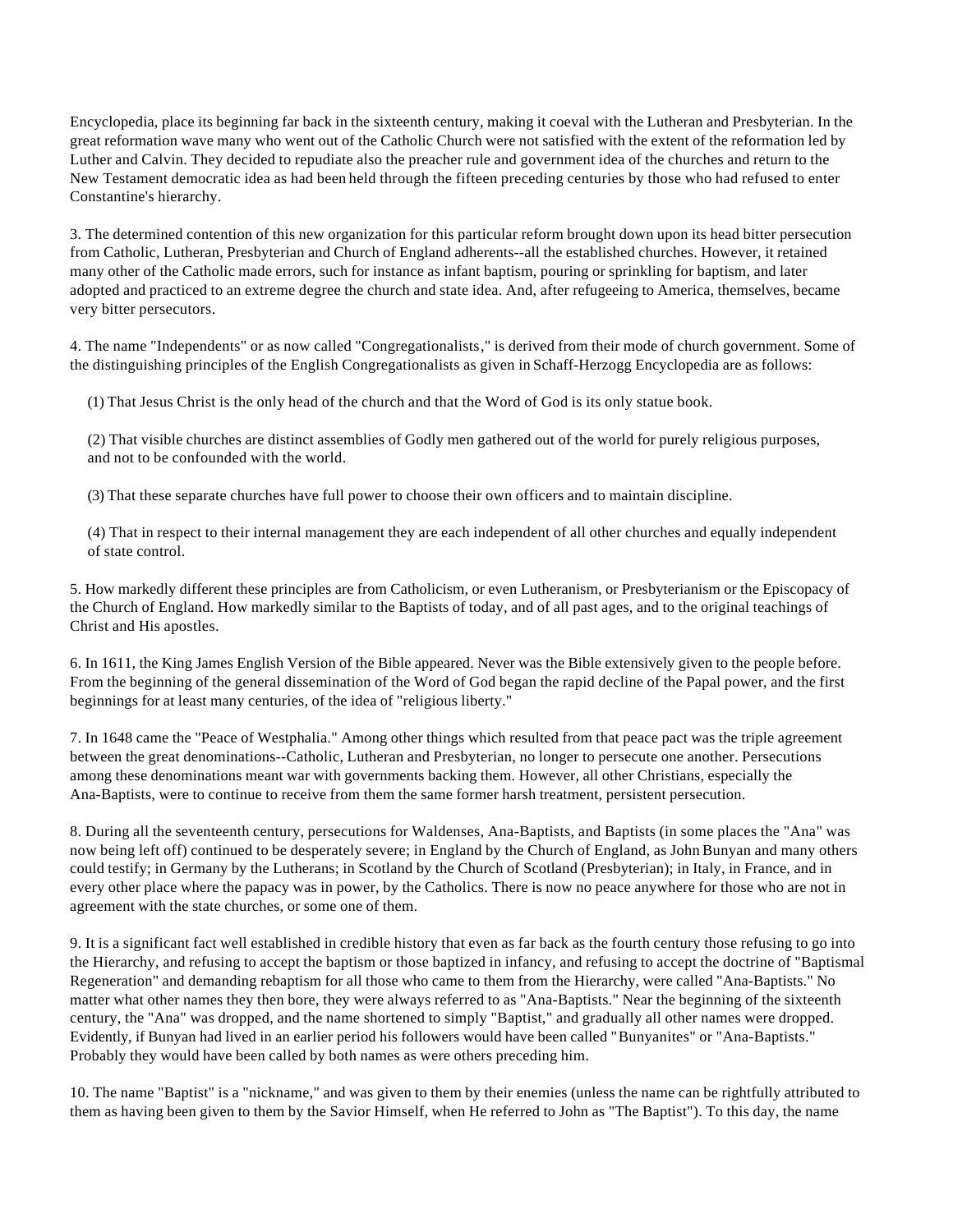Encyclopedia, place its beginning far back in the sixteenth century, making it coeval with the Lutheran and Presbyterian. In the great reformation wave many who went out of the Catholic Church were not satisfied with the extent of the reformation led by Luther and Calvin. They decided to repudiate also the preacher rule and government idea of the churches and return to the New Testament democratic idea as had been held through the fifteen preceding centuries by those who had refused to enter Constantine's hierarchy.

3. The determined contention of this new organization for this particular reform brought down upon its head bitter persecution from Catholic, Lutheran, Presbyterian and Church of England adherents--all the established churches. However, it retained many other of the Catholic made errors, such for instance as infant baptism, pouring or sprinkling for baptism, and later adopted and practiced to an extreme degree the church and state idea. And, after refugeeing to America, themselves, became very bitter persecutors.

4. The name "Independents" or as now called "Congregationalists," is derived from their mode of church government. Some of the distinguishing principles of the English Congregationalists as given in Schaff-Herzogg Encyclopedia are as follows:

(1) That Jesus Christ is the only head of the church and that the Word of God is its only statue book.

(2) That visible churches are distinct assemblies of Godly men gathered out of the world for purely religious purposes, and not to be confounded with the world.

(3) That these separate churches have full power to choose their own officers and to maintain discipline.

(4) That in respect to their internal management they are each independent of all other churches and equally independent of state control.

5. How markedly different these principles are from Catholicism, or even Lutheranism, or Presbyterianism or the Episcopacy of the Church of England. How markedly similar to the Baptists of today, and of all past ages, and to the original teachings of Christ and His apostles.

6. In 1611, the King James English Version of the Bible appeared. Never was the Bible extensively given to the people before. From the beginning of the general dissemination of the Word of God began the rapid decline of the Papal power, and the first beginnings for at least many centuries, of the idea of "religious liberty."

7. In 1648 came the "Peace of Westphalia." Among other things which resulted from that peace pact was the triple agreement between the great denominations--Catholic, Lutheran and Presbyterian, no longer to persecute one another. Persecutions among these denominations meant war with governments backing them. However, all other Christians, especially the Ana-Baptists, were to continue to receive from them the same former harsh treatment, persistent persecution.

8. During all the seventeenth century, persecutions for Waldenses, Ana-Baptists, and Baptists (in some places the "Ana" was now being left off) continued to be desperately severe; in England by the Church of England, as John Bunyan and many others could testify; in Germany by the Lutherans; in Scotland by the Church of Scotland (Presbyterian); in Italy, in France, and in every other place where the papacy was in power, by the Catholics. There is now no peace anywhere for those who are not in agreement with the state churches, or some one of them.

9. It is a significant fact well established in credible history that even as far back as the fourth century those refusing to go into the Hierarchy, and refusing to accept the baptism or those baptized in infancy, and refusing to accept the doctrine of "Baptismal Regeneration" and demanding rebaptism for all those who came to them from the Hierarchy, were called "Ana-Baptists." No matter what other names they then bore, they were always referred to as "Ana-Baptists." Near the beginning of the sixteenth century, the "Ana" was dropped, and the name shortened to simply "Baptist," and gradually all other names were dropped. Evidently, if Bunyan had lived in an earlier period his followers would have been called "Bunyanites" or "Ana-Baptists." Probably they would have been called by both names as were others preceding him.

10. The name "Baptist" is a "nickname," and was given to them by their enemies (unless the name can be rightfully attributed to them as having been given to them by the Savior Himself, when He referred to John as "The Baptist"). To this day, the name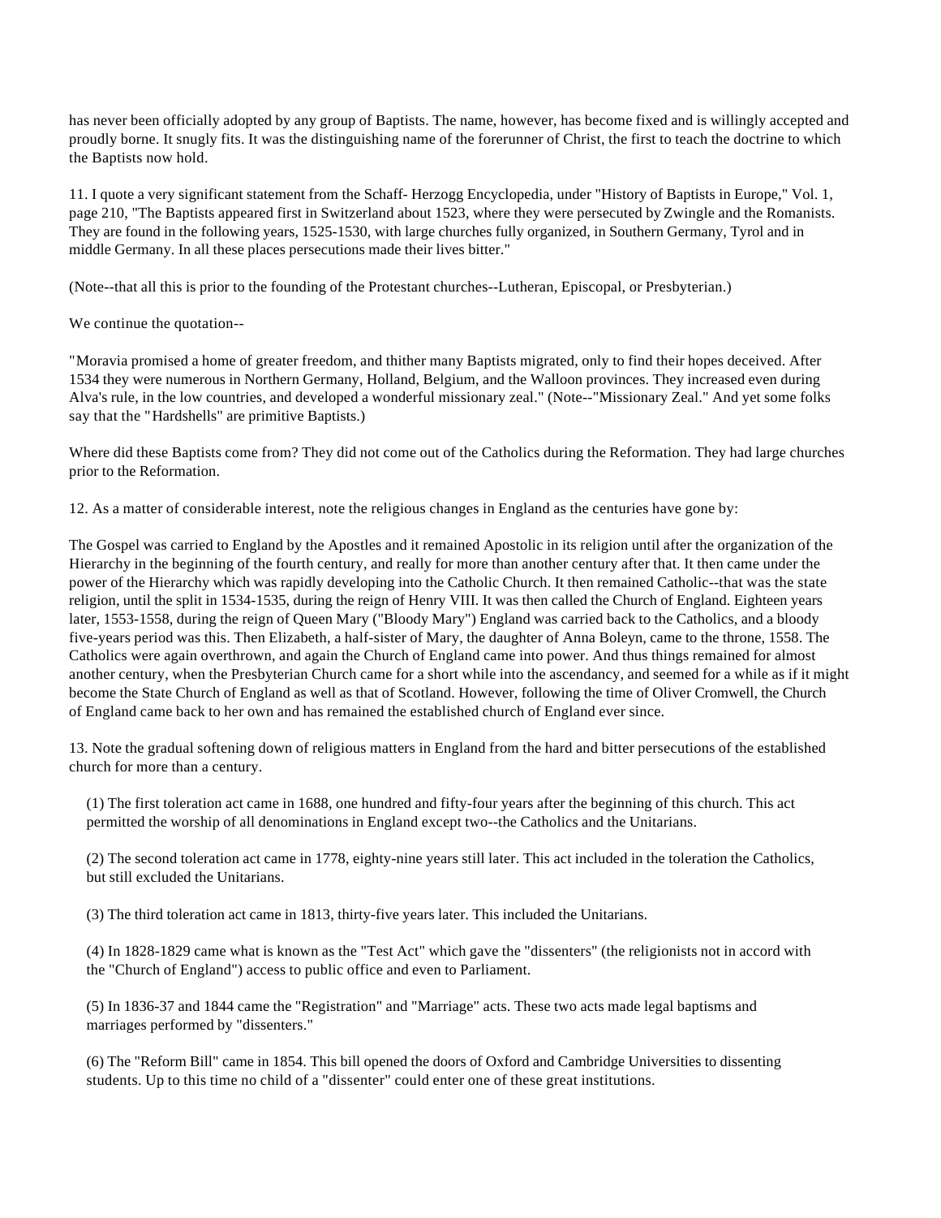has never been officially adopted by any group of Baptists. The name, however, has become fixed and is willingly accepted and proudly borne. It snugly fits. It was the distinguishing name of the forerunner of Christ, the first to teach the doctrine to which the Baptists now hold.

11. I quote a very significant statement from the Schaff- Herzogg Encyclopedia, under "History of Baptists in Europe," Vol. 1, page 210, "The Baptists appeared first in Switzerland about 1523, where they were persecuted by Zwingle and the Romanists. They are found in the following years, 1525-1530, with large churches fully organized, in Southern Germany, Tyrol and in middle Germany. In all these places persecutions made their lives bitter."

(Note--that all this is prior to the founding of the Protestant churches--Lutheran, Episcopal, or Presbyterian.)

We continue the quotation--

"Moravia promised a home of greater freedom, and thither many Baptists migrated, only to find their hopes deceived. After 1534 they were numerous in Northern Germany, Holland, Belgium, and the Walloon provinces. They increased even during Alva's rule, in the low countries, and developed a wonderful missionary zeal." (Note--"Missionary Zeal." And yet some folks say that the "Hardshells" are primitive Baptists.)

Where did these Baptists come from? They did not come out of the Catholics during the Reformation. They had large churches prior to the Reformation.

12. As a matter of considerable interest, note the religious changes in England as the centuries have gone by:

The Gospel was carried to England by the Apostles and it remained Apostolic in its religion until after the organization of the Hierarchy in the beginning of the fourth century, and really for more than another century after that. It then came under the power of the Hierarchy which was rapidly developing into the Catholic Church. It then remained Catholic--that was the state religion, until the split in 1534-1535, during the reign of Henry VIII. It was then called the Church of England. Eighteen years later, 1553-1558, during the reign of Queen Mary ("Bloody Mary") England was carried back to the Catholics, and a bloody five-years period was this. Then Elizabeth, a half-sister of Mary, the daughter of Anna Boleyn, came to the throne, 1558. The Catholics were again overthrown, and again the Church of England came into power. And thus things remained for almost another century, when the Presbyterian Church came for a short while into the ascendancy, and seemed for a while as if it might become the State Church of England as well as that of Scotland. However, following the time of Oliver Cromwell, the Church of England came back to her own and has remained the established church of England ever since.

13. Note the gradual softening down of religious matters in England from the hard and bitter persecutions of the established church for more than a century.

(1) The first toleration act came in 1688, one hundred and fifty-four years after the beginning of this church. This act permitted the worship of all denominations in England except two--the Catholics and the Unitarians.

(2) The second toleration act came in 1778, eighty-nine years still later. This act included in the toleration the Catholics, but still excluded the Unitarians.

(3) The third toleration act came in 1813, thirty-five years later. This included the Unitarians.

(4) In 1828-1829 came what is known as the "Test Act" which gave the "dissenters" (the religionists not in accord with the "Church of England") access to public office and even to Parliament.

(5) In 1836-37 and 1844 came the "Registration" and "Marriage" acts. These two acts made legal baptisms and marriages performed by "dissenters."

(6) The "Reform Bill" came in 1854. This bill opened the doors of Oxford and Cambridge Universities to dissenting students. Up to this time no child of a "dissenter" could enter one of these great institutions.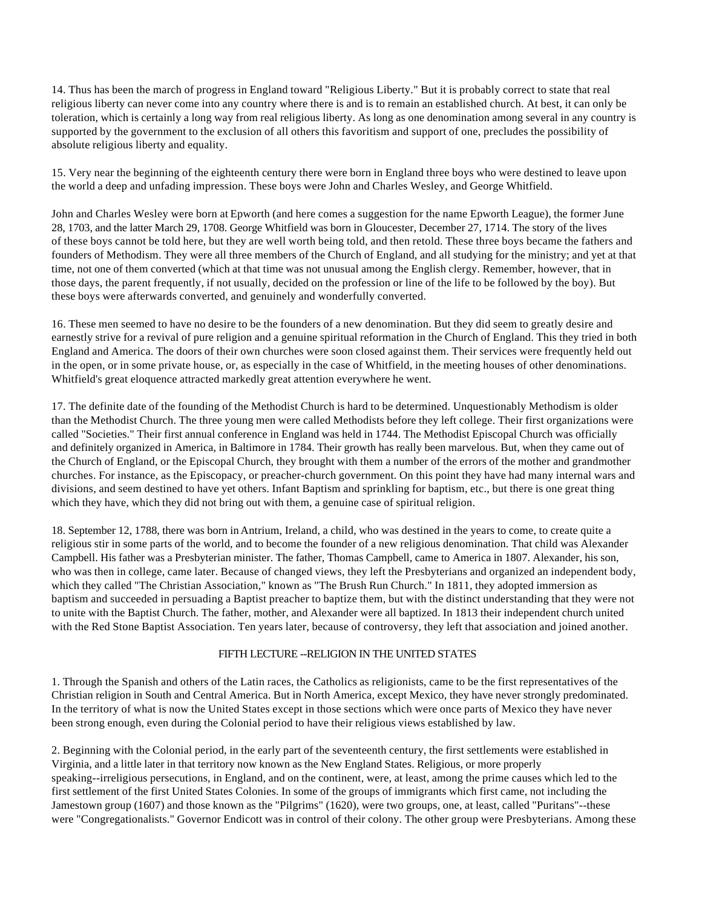14. Thus has been the march of progress in England toward "Religious Liberty." But it is probably correct to state that real religious liberty can never come into any country where there is and is to remain an established church. At best, it can only be toleration, which is certainly a long way from real religious liberty. As long as one denomination among several in any country is supported by the government to the exclusion of all others this favoritism and support of one, precludes the possibility of absolute religious liberty and equality.

15. Very near the beginning of the eighteenth century there were born in England three boys who were destined to leave upon the world a deep and unfading impression. These boys were John and Charles Wesley, and George Whitfield.

John and Charles Wesley were born at Epworth (and here comes a suggestion for the name Epworth League), the former June 28, 1703, and the latter March 29, 1708. George Whitfield was born in Gloucester, December 27, 1714. The story of the lives of these boys cannot be told here, but they are well worth being told, and then retold. These three boys became the fathers and founders of Methodism. They were all three members of the Church of England, and all studying for the ministry; and yet at that time, not one of them converted (which at that time was not unusual among the English clergy. Remember, however, that in those days, the parent frequently, if not usually, decided on the profession or line of the life to be followed by the boy). But these boys were afterwards converted, and genuinely and wonderfully converted.

16. These men seemed to have no desire to be the founders of a new denomination. But they did seem to greatly desire and earnestly strive for a revival of pure religion and a genuine spiritual reformation in the Church of England. This they tried in both England and America. The doors of their own churches were soon closed against them. Their services were frequently held out in the open, or in some private house, or, as especially in the case of Whitfield, in the meeting houses of other denominations. Whitfield's great eloquence attracted markedly great attention everywhere he went.

17. The definite date of the founding of the Methodist Church is hard to be determined. Unquestionably Methodism is older than the Methodist Church. The three young men were called Methodists before they left college. Their first organizations were called "Societies." Their first annual conference in England was held in 1744. The Methodist Episcopal Church was officially and definitely organized in America, in Baltimore in 1784. Their growth has really been marvelous. But, when they came out of the Church of England, or the Episcopal Church, they brought with them a number of the errors of the mother and grandmother churches. For instance, as the Episcopacy, or preacher-church government. On this point they have had many internal wars and divisions, and seem destined to have yet others. Infant Baptism and sprinkling for baptism, etc., but there is one great thing which they have, which they did not bring out with them, a genuine case of spiritual religion.

18. September 12, 1788, there was born in Antrium, Ireland, a child, who was destined in the years to come, to create quite a religious stir in some parts of the world, and to become the founder of a new religious denomination. That child was Alexander Campbell. His father was a Presbyterian minister. The father, Thomas Campbell, came to America in 1807. Alexander, his son, who was then in college, came later. Because of changed views, they left the Presbyterians and organized an independent body, which they called "The Christian Association," known as "The Brush Run Church." In 1811, they adopted immersion as baptism and succeeded in persuading a Baptist preacher to baptize them, but with the distinct understanding that they were not to unite with the Baptist Church. The father, mother, and Alexander were all baptized. In 1813 their independent church united with the Red Stone Baptist Association. Ten years later, because of controversy, they left that association and joined another.

## FIFTH LECTURE --RELIGION IN THE UNITED STATES

1. Through the Spanish and others of the Latin races, the Catholics as religionists, came to be the first representatives of the Christian religion in South and Central America. But in North America, except Mexico, they have never strongly predominated. In the territory of what is now the United States except in those sections which were once parts of Mexico they have never been strong enough, even during the Colonial period to have their religious views established by law.

2. Beginning with the Colonial period, in the early part of the seventeenth century, the first settlements were established in Virginia, and a little later in that territory now known as the New England States. Religious, or more properly speaking--irreligious persecutions, in England, and on the continent, were, at least, among the prime causes which led to the first settlement of the first United States Colonies. In some of the groups of immigrants which first came, not including the Jamestown group (1607) and those known as the "Pilgrims" (1620), were two groups, one, at least, called "Puritans"--these were "Congregationalists." Governor Endicott was in control of their colony. The other group were Presbyterians. Among these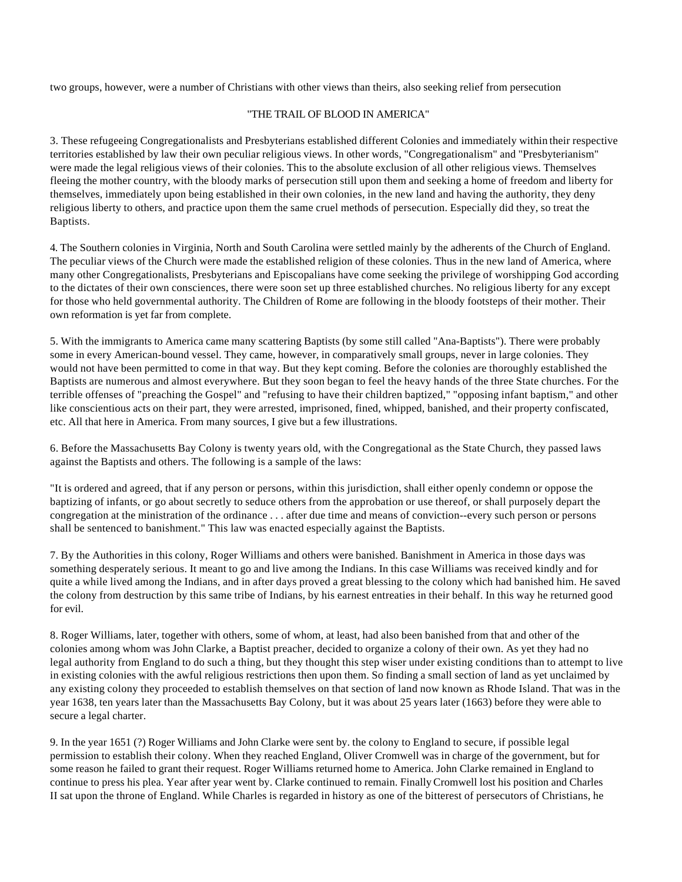two groups, however, were a number of Christians with other views than theirs, also seeking relief from persecution

## "THE TRAIL OF BLOOD IN AMERICA"

3. These refugeeing Congregationalists and Presbyterians established different Colonies and immediately within their respective territories established by law their own peculiar religious views. In other words, "Congregationalism" and "Presbyterianism" were made the legal religious views of their colonies. This to the absolute exclusion of all other religious views. Themselves fleeing the mother country, with the bloody marks of persecution still upon them and seeking a home of freedom and liberty for themselves, immediately upon being established in their own colonies, in the new land and having the authority, they deny religious liberty to others, and practice upon them the same cruel methods of persecution. Especially did they, so treat the Baptists.

4. The Southern colonies in Virginia, North and South Carolina were settled mainly by the adherents of the Church of England. The peculiar views of the Church were made the established religion of these colonies. Thus in the new land of America, where many other Congregationalists, Presbyterians and Episcopalians have come seeking the privilege of worshipping God according to the dictates of their own consciences, there were soon set up three established churches. No religious liberty for any except for those who held governmental authority. The Children of Rome are following in the bloody footsteps of their mother. Their own reformation is yet far from complete.

5. With the immigrants to America came many scattering Baptists (by some still called "Ana-Baptists"). There were probably some in every American-bound vessel. They came, however, in comparatively small groups, never in large colonies. They would not have been permitted to come in that way. But they kept coming. Before the colonies are thoroughly established the Baptists are numerous and almost everywhere. But they soon began to feel the heavy hands of the three State churches. For the terrible offenses of "preaching the Gospel" and "refusing to have their children baptized," "opposing infant baptism," and other like conscientious acts on their part, they were arrested, imprisoned, fined, whipped, banished, and their property confiscated, etc. All that here in America. From many sources, I give but a few illustrations.

6. Before the Massachusetts Bay Colony is twenty years old, with the Congregational as the State Church, they passed laws against the Baptists and others. The following is a sample of the laws:

"It is ordered and agreed, that if any person or persons, within this jurisdiction, shall either openly condemn or oppose the baptizing of infants, or go about secretly to seduce others from the approbation or use thereof, or shall purposely depart the congregation at the ministration of the ordinance . . . after due time and means of conviction--every such person or persons shall be sentenced to banishment." This law was enacted especially against the Baptists.

7. By the Authorities in this colony, Roger Williams and others were banished. Banishment in America in those days was something desperately serious. It meant to go and live among the Indians. In this case Williams was received kindly and for quite a while lived among the Indians, and in after days proved a great blessing to the colony which had banished him. He saved the colony from destruction by this same tribe of Indians, by his earnest entreaties in their behalf. In this way he returned good for evil.

8. Roger Williams, later, together with others, some of whom, at least, had also been banished from that and other of the colonies among whom was John Clarke, a Baptist preacher, decided to organize a colony of their own. As yet they had no legal authority from England to do such a thing, but they thought this step wiser under existing conditions than to attempt to live in existing colonies with the awful religious restrictions then upon them. So finding a small section of land as yet unclaimed by any existing colony they proceeded to establish themselves on that section of land now known as Rhode Island. That was in the year 1638, ten years later than the Massachusetts Bay Colony, but it was about 25 years later (1663) before they were able to secure a legal charter.

9. In the year 1651 (?) Roger Williams and John Clarke were sent by. the colony to England to secure, if possible legal permission to establish their colony. When they reached England, Oliver Cromwell was in charge of the government, but for some reason he failed to grant their request. Roger Williams returned home to America. John Clarke remained in England to continue to press his plea. Year after year went by. Clarke continued to remain. Finally Cromwell lost his position and Charles II sat upon the throne of England. While Charles is regarded in history as one of the bitterest of persecutors of Christians, he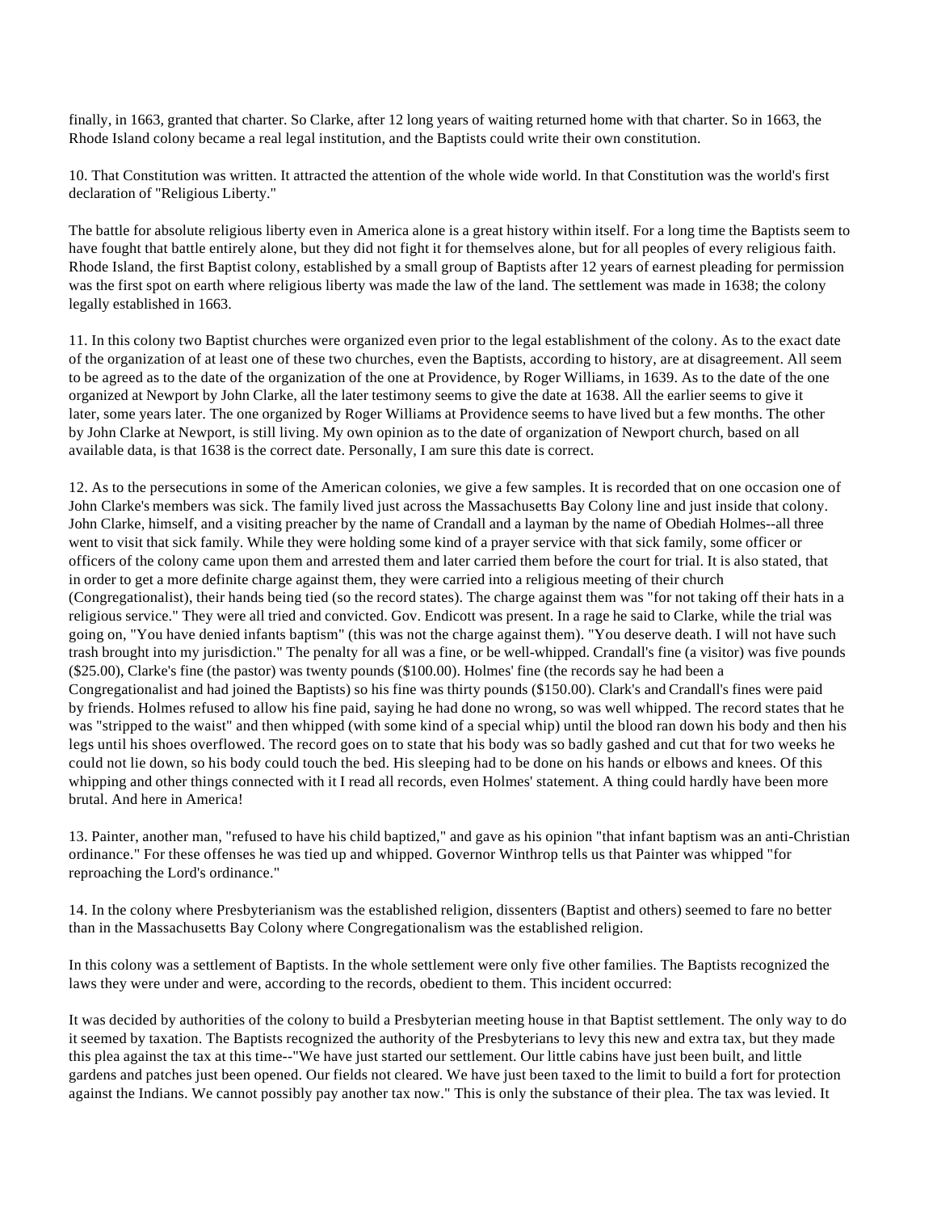finally, in 1663, granted that charter. So Clarke, after 12 long years of waiting returned home with that charter. So in 1663, the Rhode Island colony became a real legal institution, and the Baptists could write their own constitution.

10. That Constitution was written. It attracted the attention of the whole wide world. In that Constitution was the world's first declaration of "Religious Liberty."

The battle for absolute religious liberty even in America alone is a great history within itself. For a long time the Baptists seem to have fought that battle entirely alone, but they did not fight it for themselves alone, but for all peoples of every religious faith. Rhode Island, the first Baptist colony, established by a small group of Baptists after 12 years of earnest pleading for permission was the first spot on earth where religious liberty was made the law of the land. The settlement was made in 1638; the colony legally established in 1663.

11. In this colony two Baptist churches were organized even prior to the legal establishment of the colony. As to the exact date of the organization of at least one of these two churches, even the Baptists, according to history, are at disagreement. All seem to be agreed as to the date of the organization of the one at Providence, by Roger Williams, in 1639. As to the date of the one organized at Newport by John Clarke, all the later testimony seems to give the date at 1638. All the earlier seems to give it later, some years later. The one organized by Roger Williams at Providence seems to have lived but a few months. The other by John Clarke at Newport, is still living. My own opinion as to the date of organization of Newport church, based on all available data, is that 1638 is the correct date. Personally, I am sure this date is correct.

12. As to the persecutions in some of the American colonies, we give a few samples. It is recorded that on one occasion one of John Clarke's members was sick. The family lived just across the Massachusetts Bay Colony line and just inside that colony. John Clarke, himself, and a visiting preacher by the name of Crandall and a layman by the name of Obediah Holmes--all three went to visit that sick family. While they were holding some kind of a prayer service with that sick family, some officer or officers of the colony came upon them and arrested them and later carried them before the court for trial. It is also stated, that in order to get a more definite charge against them, they were carried into a religious meeting of their church (Congregationalist), their hands being tied (so the record states). The charge against them was "for not taking off their hats in a religious service." They were all tried and convicted. Gov. Endicott was present. In a rage he said to Clarke, while the trial was going on, "You have denied infants baptism" (this was not the charge against them). "You deserve death. I will not have such trash brought into my jurisdiction." The penalty for all was a fine, or be well-whipped. Crandall's fine (a visitor) was five pounds ($25.00), Clarke's fine (the pastor) was twenty pounds ($100.00). Holmes' fine (the records say he had been a Congregationalist and had joined the Baptists) so his fine was thirty pounds ($150.00). Clark's and Crandall's fines were paid by friends. Holmes refused to allow his fine paid, saying he had done no wrong, so was well whipped. The record states that he was "stripped to the waist" and then whipped (with some kind of a special whip) until the blood ran down his body and then his legs until his shoes overflowed. The record goes on to state that his body was so badly gashed and cut that for two weeks he could not lie down, so his body could touch the bed. His sleeping had to be done on his hands or elbows and knees. Of this whipping and other things connected with it I read all records, even Holmes' statement. A thing could hardly have been more brutal. And here in America!

13. Painter, another man, "refused to have his child baptized," and gave as his opinion "that infant baptism was an anti-Christian ordinance." For these offenses he was tied up and whipped. Governor Winthrop tells us that Painter was whipped "for reproaching the Lord's ordinance."

14. In the colony where Presbyterianism was the established religion, dissenters (Baptist and others) seemed to fare no better than in the Massachusetts Bay Colony where Congregationalism was the established religion.

In this colony was a settlement of Baptists. In the whole settlement were only five other families. The Baptists recognized the laws they were under and were, according to the records, obedient to them. This incident occurred:

It was decided by authorities of the colony to build a Presbyterian meeting house in that Baptist settlement. The only way to do it seemed by taxation. The Baptists recognized the authority of the Presbyterians to levy this new and extra tax, but they made this plea against the tax at this time--"We have just started our settlement. Our little cabins have just been built, and little gardens and patches just been opened. Our fields not cleared. We have just been taxed to the limit to build a fort for protection against the Indians. We cannot possibly pay another tax now." This is only the substance of their plea. The tax was levied. It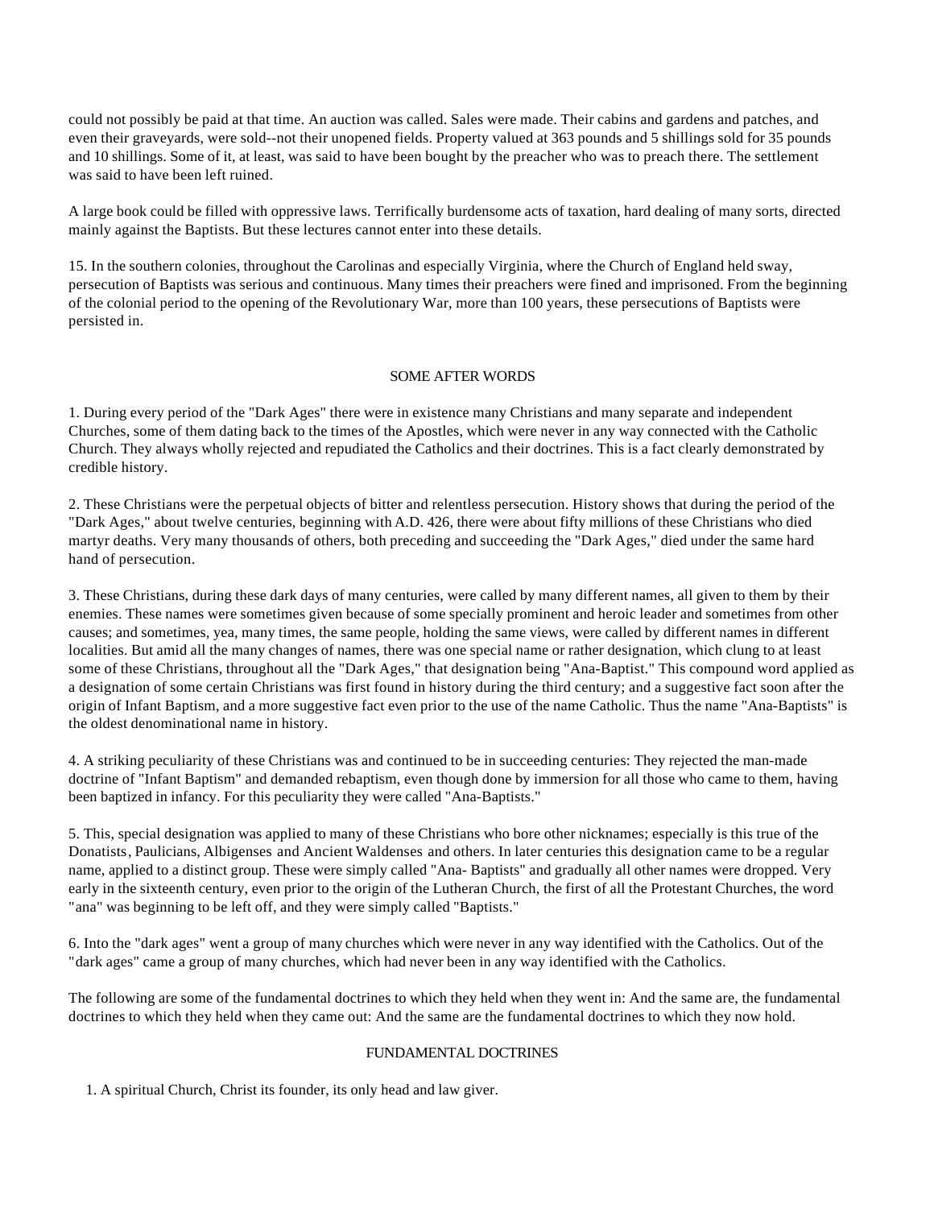could not possibly be paid at that time. An auction was called. Sales were made. Their cabins and gardens and patches, and even their graveyards, were sold--not their unopened fields. Property valued at 363 pounds and 5 shillings sold for 35 pounds and 10 shillings. Some of it, at least, was said to have been bought by the preacher who was to preach there. The settlement was said to have been left ruined.

A large book could be filled with oppressive laws. Terrifically burdensome acts of taxation, hard dealing of many sorts, directed mainly against the Baptists. But these lectures cannot enter into these details.

15. In the southern colonies, throughout the Carolinas and especially Virginia, where the Church of England held sway, persecution of Baptists was serious and continuous. Many times their preachers were fined and imprisoned. From the beginning of the colonial period to the opening of the Revolutionary War, more than 100 years, these persecutions of Baptists were persisted in.

## SOME AFTER WORDS

1. During every period of the "Dark Ages" there were in existence many Christians and many separate and independent Churches, some of them dating back to the times of the Apostles, which were never in any way connected with the Catholic Church. They always wholly rejected and repudiated the Catholics and their doctrines. This is a fact clearly demonstrated by credible history.

2. These Christians were the perpetual objects of bitter and relentless persecution. History shows that during the period of the "Dark Ages," about twelve centuries, beginning with A.D. 426, there were about fifty millions of these Christians who died martyr deaths. Very many thousands of others, both preceding and succeeding the "Dark Ages," died under the same hard hand of persecution.

3. These Christians, during these dark days of many centuries, were called by many different names, all given to them by their enemies. These names were sometimes given because of some specially prominent and heroic leader and sometimes from other causes; and sometimes, yea, many times, the same people, holding the same views, were called by different names in different localities. But amid all the many changes of names, there was one special name or rather designation, which clung to at least some of these Christians, throughout all the "Dark Ages," that designation being "Ana-Baptist." This compound word applied as a designation of some certain Christians was first found in history during the third century; and a suggestive fact soon after the origin of Infant Baptism, and a more suggestive fact even prior to the use of the name Catholic. Thus the name "Ana-Baptists" is the oldest denominational name in history.

4. A striking peculiarity of these Christians was and continued to be in succeeding centuries: They rejected the man-made doctrine of "Infant Baptism" and demanded rebaptism, even though done by immersion for all those who came to them, having been baptized in infancy. For this peculiarity they were called "Ana-Baptists."

5. This, special designation was applied to many of these Christians who bore other nicknames; especially is this true of the Donatists, Paulicians, Albigenses and Ancient Waldenses and others. In later centuries this designation came to be a regular name, applied to a distinct group. These were simply called "Ana- Baptists" and gradually all other names were dropped. Very early in the sixteenth century, even prior to the origin of the Lutheran Church, the first of all the Protestant Churches, the word "ana" was beginning to be left off, and they were simply called "Baptists."

6. Into the "dark ages" went a group of many churches which were never in any way identified with the Catholics. Out of the "dark ages" came a group of many churches, which had never been in any way identified with the Catholics.

The following are some of the fundamental doctrines to which they held when they went in: And the same are, the fundamental doctrines to which they held when they came out: And the same are the fundamental doctrines to which they now hold.

## FUNDAMENTAL DOCTRINES

1. A spiritual Church, Christ its founder, its only head and law giver.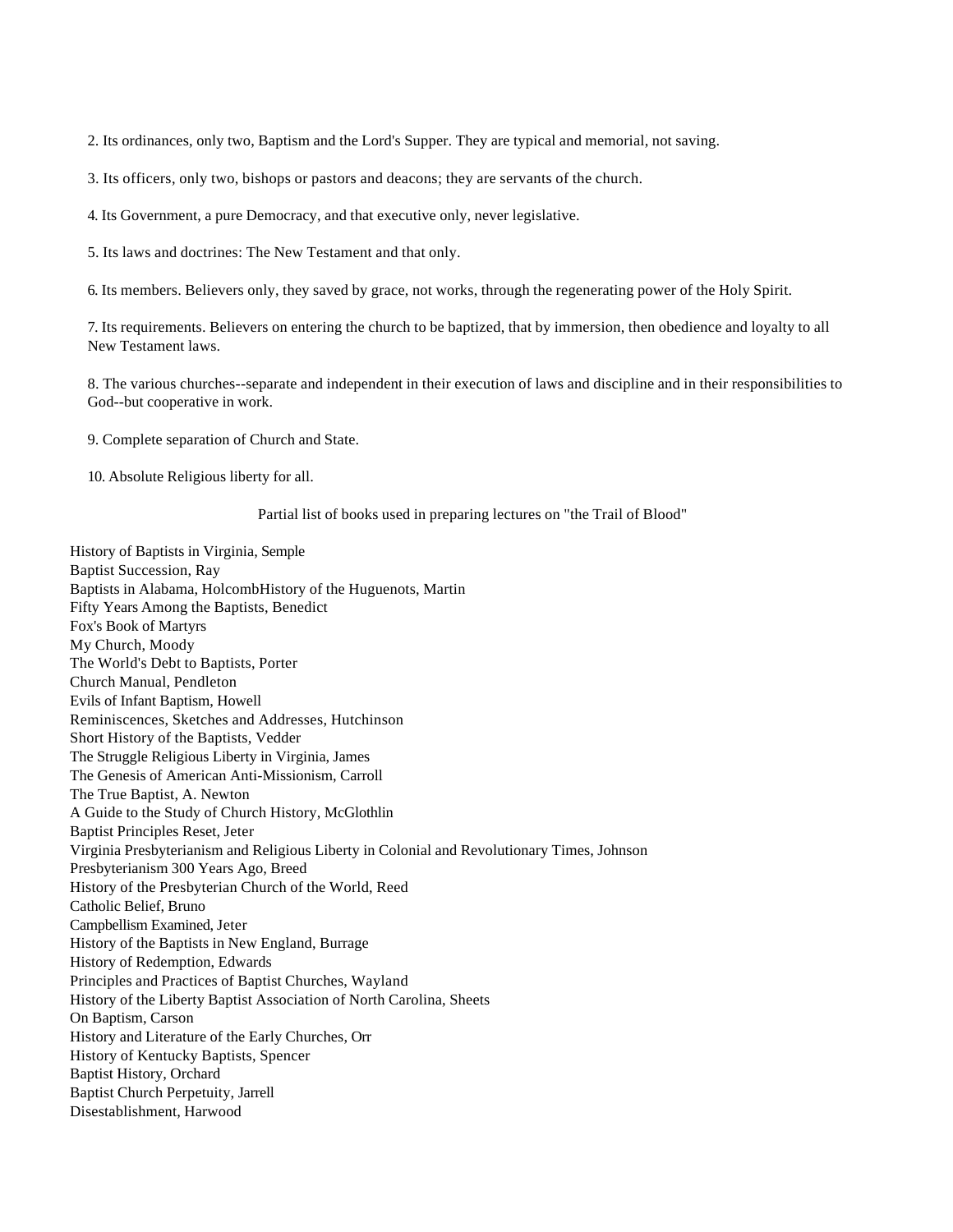2. Its ordinances, only two, Baptism and the Lord's Supper. They are typical and memorial, not saving.

3. Its officers, only two, bishops or pastors and deacons; they are servants of the church.

4. Its Government, a pure Democracy, and that executive only, never legislative.

5. Its laws and doctrines: The New Testament and that only.

6. Its members. Believers only, they saved by grace, not works, through the regenerating power of the Holy Spirit.

7. Its requirements. Believers on entering the church to be baptized, that by immersion, then obedience and loyalty to all New Testament laws.

8. The various churches--separate and independent in their execution of laws and discipline and in their responsibilities to God--but cooperative in work.

9. Complete separation of Church and State.

10. Absolute Religious liberty for all.

Partial list of books used in preparing lectures on "the Trail of Blood"

History of Baptists in Virginia, Semple
Baptist Succession, Ray
Baptists in Alabama, HolcombHistory of the Huguenots, Martin
Fifty Years Among the Baptists, Benedict
Fox's Book of Martyrs
My Church, Moody
The World's Debt to Baptists, Porter
Church Manual, Pendleton
Evils of Infant Baptism, Howell
Reminiscences, Sketches and Addresses, Hutchinson
Short History of the Baptists, Vedder
The Struggle Religious Liberty in Virginia, James
The Genesis of American Anti-Missionism, Carroll
The True Baptist, A. Newton
A Guide to the Study of Church History, McGlothlin
Baptist Principles Reset, Jeter
Virginia Presbyterianism and Religious Liberty in Colonial and Revolutionary Times, Johnson
Presbyterianism 300 Years Ago, Breed
History of the Presbyterian Church of the World, Reed
Catholic Belief, Bruno
Campbellism Examined, Jeter
History of the Baptists in New England, Burrage
History of Redemption, Edwards
Principles and Practices of Baptist Churches, Wayland
History of the Liberty Baptist Association of North Carolina, Sheets
On Baptism, Carson
History and Literature of the Early Churches, Orr
History of Kentucky Baptists, Spencer
Baptist History, Orchard
Baptist Church Perpetuity, Jarrell
Disestablishment, Harwood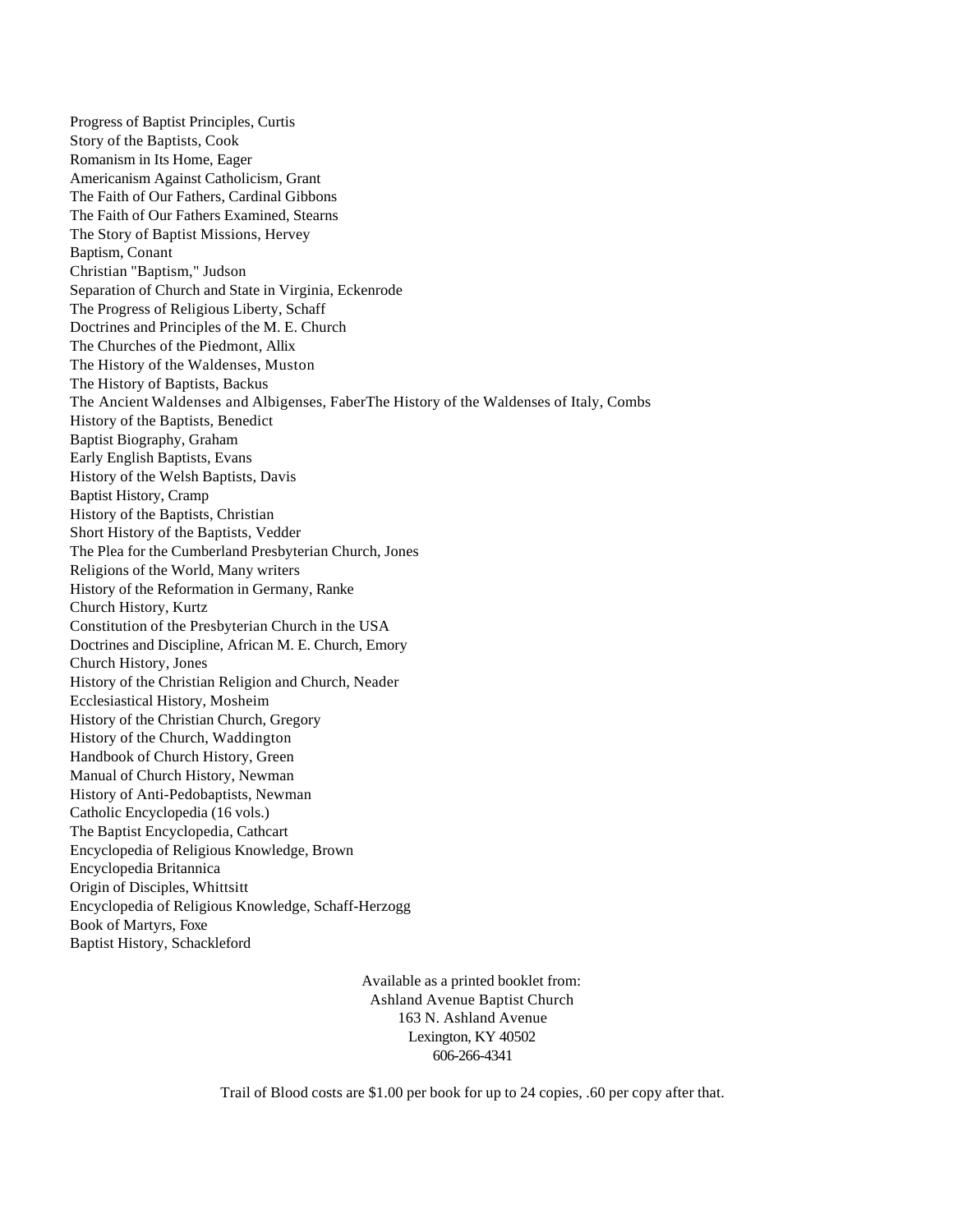Progress of Baptist Principles, Curtis
Story of the Baptists, Cook
Romanism in Its Home, Eager
Americanism Against Catholicism, Grant
The Faith of Our Fathers, Cardinal Gibbons
The Faith of Our Fathers Examined, Stearns
The Story of Baptist Missions, Hervey
Baptism, Conant
Christian "Baptism," Judson
Separation of Church and State in Virginia, Eckenrode
The Progress of Religious Liberty, Schaff
Doctrines and Principles of the M. E. Church
The Churches of the Piedmont, Allix
The History of the Waldenses, Muston
The History of Baptists, Backus
The Ancient Waldenses and Albigenses, FaberThe History of the Waldenses of Italy, Combs
History of the Baptists, Benedict
Baptist Biography, Graham
Early English Baptists, Evans
History of the Welsh Baptists, Davis
Baptist History, Cramp
History of the Baptists, Christian
Short History of the Baptists, Vedder
The Plea for the Cumberland Presbyterian Church, Jones
Religions of the World, Many writers
History of the Reformation in Germany, Ranke
Church History, Kurtz
Constitution of the Presbyterian Church in the USA
Doctrines and Discipline, African M. E. Church, Emory
Church History, Jones
History of the Christian Religion and Church, Neader
Ecclesiastical History, Mosheim
History of the Christian Church, Gregory
History of the Church, Waddington
Handbook of Church History, Green
Manual of Church History, Newman
History of Anti-Pedobaptists, Newman
Catholic Encyclopedia (16 vols.)
The Baptist Encyclopedia, Cathcart
Encyclopedia of Religious Knowledge, Brown
Encyclopedia Britannica
Origin of Disciples, Whittsitt
Encyclopedia of Religious Knowledge, Schaff-Herzogg
Book of Martyrs, Foxe
Baptist History, Schackleford

Available as a printed booklet from:
Ashland Avenue Baptist Church
163 N. Ashland Avenue
Lexington, KY 40502
606-266-4341

Trail of Blood costs are $1.00 per book for up to 24 copies, .60 per copy after that.